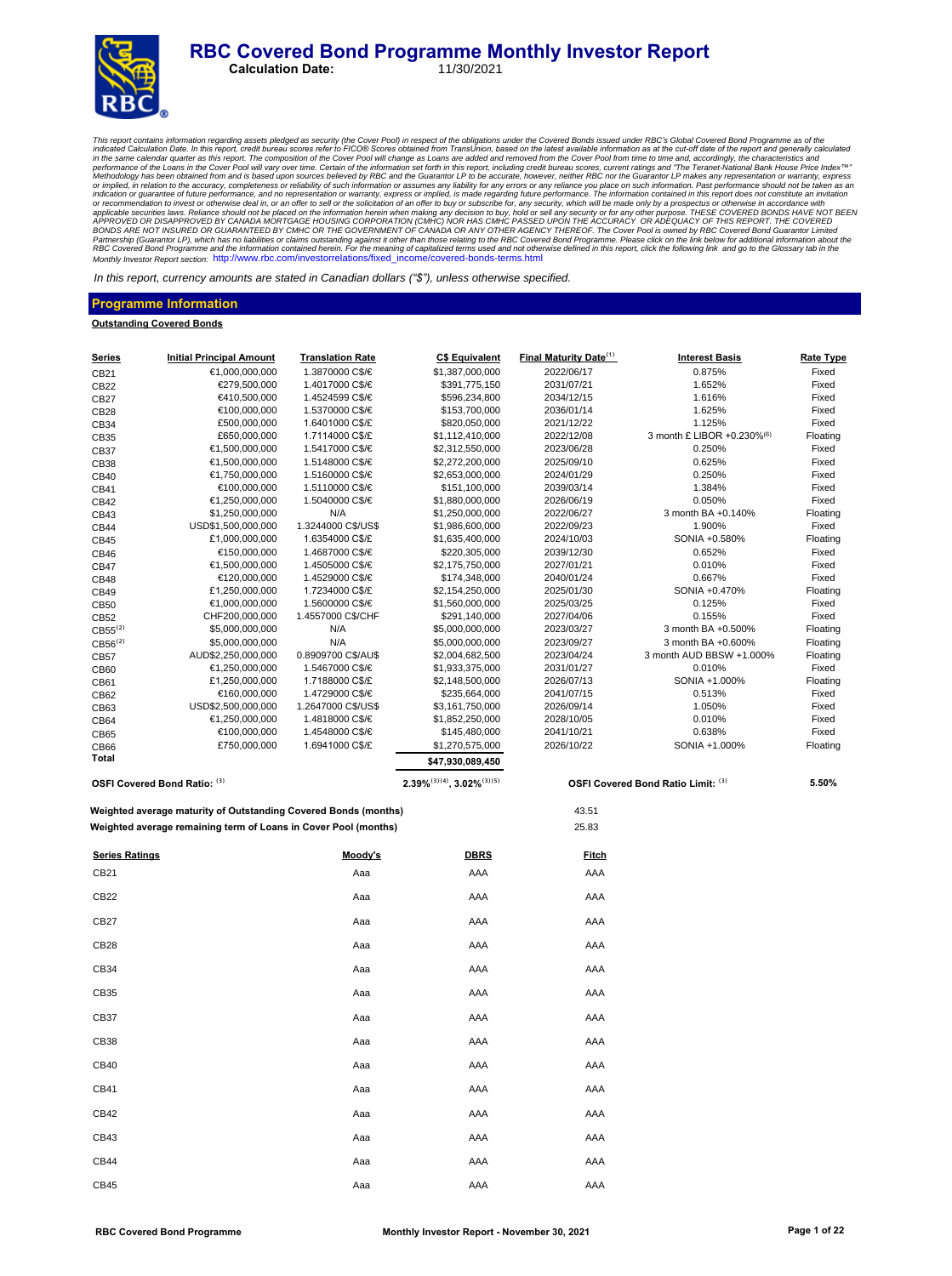# RBC Covered Bond Programme Monthly Investor Report

**Calculation Date:** 11/30/2021

*This report contains information regarding assets pledged as security (the Cover Pool) in respect of the obligations under the Covered Bonds issued under RBC's Global Covered Bond Programme as of the indicated Calculation Date. In this report, credit bureau scores refer to FICO® Scores obtained from TransUnion, based on the latest available information as at the cut-off date of the report and generally calculated in the same calendar quarter as this report. The composition of the Cover Pool will change as Loans are added and removed from the Cover Pool from time to time and, accordingly, the characteristics and performance of the Loans in the Cover Pool will vary over time. Certain of the information set forth in this report, including credit bureau scores, current ratings and "The Teranet-National Bank House Price Index™" Methodology has been obtained from and is based upon sources believed by RBC and the Guarantor LP to be accurate, however, neither RBC nor the Guarantor LP makes any representation or warranty, express or implied, in relation to the accuracy, completeness or reliability of such information or assumes any liability for any errors or any reliance you place on such information. Past performance should not be taken as an indication or guarantee of future performance, and no representation or warranty, express or implied, is made regarding future performance. The information contained in this report does not constitute an invitation or recommendation to invest or otherwise deal in, or an offer to sell or the solicitation of an offer to buy or subscribe for, any security, which will be made only by a prospectus or otherwise in accordance with applicable securities laws. Reliance should not be placed on the information herein when making any decision to buy, hold or sell any security or for any other purpose. THESE COVERED BONDS HAVE NOT BEEN APPROVED OR DISAPPROVED BY CANADA MORTGAGE HOUSING CORPORATION (CMHC) NOR HAS CMHC PASSED UPON THE ACCURACY OR ADEQUACY OF THIS REPORT. THE COVERED BONDS ARE NOT INSURED OR GUARANTEED BY CMHC OR THE GOVERNMENT OF CANADA OR ANY OTHER AGENCY THEREOF. The Cover Pool is owned by RBC Covered Bond Guarantor Limited Partnership (Guarantor LP), which has no liabilities or claims outstanding against it other than those relating to the RBC Covered Bond Programme. Please click on the link below for additional information about the RBC Covered Bond Programme and the information contained herein. For the meaning of capitalized terms used and not otherwise defined in this report, click the following link and go to the Glossary tab in the Monthly Investor Report section:* http://www.rbc.com/investorrelations/fixed_income/covered-bonds-terms.html

*In this report, currency amounts are stated in Canadian dollars ("$"), unless otherwise specified.*

## Programme Information

**Outstanding Covered Bonds**

| Series | Initial Principal Amount | Translation Rate | C$ Equivalent | Final Maturity Date[1] | Interest Basis | Rate Type |
|---|---|---|---|---|---|---|
| CB21 | €1,000,000,000 | 1.3870000 C$/€ | $1,387,000,000 | 2022/06/17 | 0.875% | Fixed |
| CB22 | €279,500,000 | 1.4017000 C$/€ | $391,775,150 | 2031/07/21 | 1.652% | Fixed |
| CB27 | €410,500,000 | 1.4524599 C$/€ | $596,234,800 | 2034/12/15 | 1.616% | Fixed |
| CB28 | €100,000,000 | 1.5370000 C$/€ | $153,700,000 | 2036/01/14 | 1.625% | Fixed |
| CB34 | £500,000,000 | 1.6401000 C$/£ | $820,050,000 | 2021/12/22 | 1.125% | Fixed |
| CB35 | £650,000,000 | 1.7114000 C$/£ | $1,112,410,000 | 2022/12/08 | 3 month £ LIBOR +0.230%[6] | Floating |
| CB37 | €1,500,000,000 | 1.5417000 C$/€ | $2,312,550,000 | 2023/06/28 | 0.250% | Fixed |
| CB38 | €1,500,000,000 | 1.5148000 C$/€ | $2,272,200,000 | 2025/09/10 | 0.625% | Fixed |
| CB40 | €1,750,000,000 | 1.5160000 C$/€ | $2,653,000,000 | 2024/01/29 | 0.250% | Fixed |
| CB41 | €100,000,000 | 1.5110000 C$/€ | $151,100,000 | 2039/03/14 | 1.384% | Fixed |
| CB42 | €1,250,000,000 | 1.5040000 C$/€ | $1,880,000,000 | 2026/06/19 | 0.050% | Fixed |
| CB43 | $1,250,000,000 | N/A | $1,250,000,000 | 2022/06/27 | 3 month BA +0.140% | Floating |
| CB44 | USD$1,500,000,000 | 1.3244000 C$/US$ | $1,986,600,000 | 2022/09/23 | 1.900% | Fixed |
| CB45 | £1,000,000,000 | 1.6354000 C$/£ | $1,635,400,000 | 2024/10/03 | SONIA +0.580% | Floating |
| CB46 | €150,000,000 | 1.4687000 C$/€ | $220,305,000 | 2039/12/30 | 0.652% | Fixed |
| CB47 | €1,500,000,000 | 1.4505000 C$/€ | $2,175,750,000 | 2027/01/21 | 0.010% | Fixed |
| CB48 | €120,000,000 | 1.4529000 C$/€ | $174,348,000 | 2040/01/24 | 0.667% | Fixed |
| CB49 | £1,250,000,000 | 1.7234000 C$/£ | $2,154,250,000 | 2025/01/30 | SONIA +0.470% | Floating |
| CB50 | €1,000,000,000 | 1.5600000 C$/€ | $1,560,000,000 | 2025/03/25 | 0.125% | Fixed |
| CB52 | CHF200,000,000 | 1.4557000 C$/CHF | $291,140,000 | 2027/04/06 | 0.155% | Fixed |
| CB55[2] | $5,000,000,000 | N/A | $5,000,000,000 | 2023/03/27 | 3 month BA +0.500% | Floating |
| CB56[2] | $5,000,000,000 | N/A | $5,000,000,000 | 2023/09/27 | 3 month BA +0.600% | Floating |
| CB57 | AUD$2,250,000,000 | 0.8909700 C$/AU$ | $2,004,682,500 | 2023/04/24 | 3 month AUD BBSW +1.000% | Floating |
| CB60 | €1,250,000,000 | 1.5467000 C$/€ | $1,933,375,000 | 2031/01/27 | 0.010% | Fixed |
| CB61 | £1,250,000,000 | 1.7188000 C$/£ | $2,148,500,000 | 2026/07/13 | SONIA +1.000% | Floating |
| CB62 | €160,000,000 | 1.4729000 C$/€ | $235,664,000 | 2041/07/15 | 0.513% | Fixed |
| CB63 | USD$2,500,000,000 | 1.2647000 C$/US$ | $3,161,750,000 | 2026/09/14 | 1.050% | Fixed |
| CB64 | €1,250,000,000 | 1.4818000 C$/€ | $1,852,250,000 | 2028/10/05 | 0.010% | Fixed |
| CB65 | €100,000,000 | 1.4548000 C$/€ | $145,480,000 | 2041/10/21 | 0.638% | Fixed |
| CB66 | £750,000,000 | 1.6941000 C$/£ | $1,270,575,000 | 2026/10/22 | SONIA +1.000% | Floating |
| **Total** | | | **$47,930,089,450** | | | |

**OSFI Covered Bond Ratio:** [3] **2.39%[3][4], 3.02%[3][5]**

**OSFI Covered Bond Ratio Limit:** [3] **5.50%**

| | |
|---|---|
| **Weighted average maturity of Outstanding Covered Bonds (months)** | 43.51 |
| **Weighted average remaining term of Loans in Cover Pool (months)** | 25.83 |

| Series Ratings | Moody's | DBRS | Fitch |
|---|---|---|---|
| CB21 | Aaa | AAA | AAA |
| CB22 | Aaa | AAA | AAA |
| CB27 | Aaa | AAA | AAA |
| CB28 | Aaa | AAA | AAA |
| CB34 | Aaa | AAA | AAA |
| CB35 | Aaa | AAA | AAA |
| CB37 | Aaa | AAA | AAA |
| CB38 | Aaa | AAA | AAA |
| CB40 | Aaa | AAA | AAA |
| CB41 | Aaa | AAA | AAA |
| CB42 | Aaa | AAA | AAA |
| CB43 | Aaa | AAA | AAA |
| CB44 | Aaa | AAA | AAA |
| CB45 | Aaa | AAA | AAA |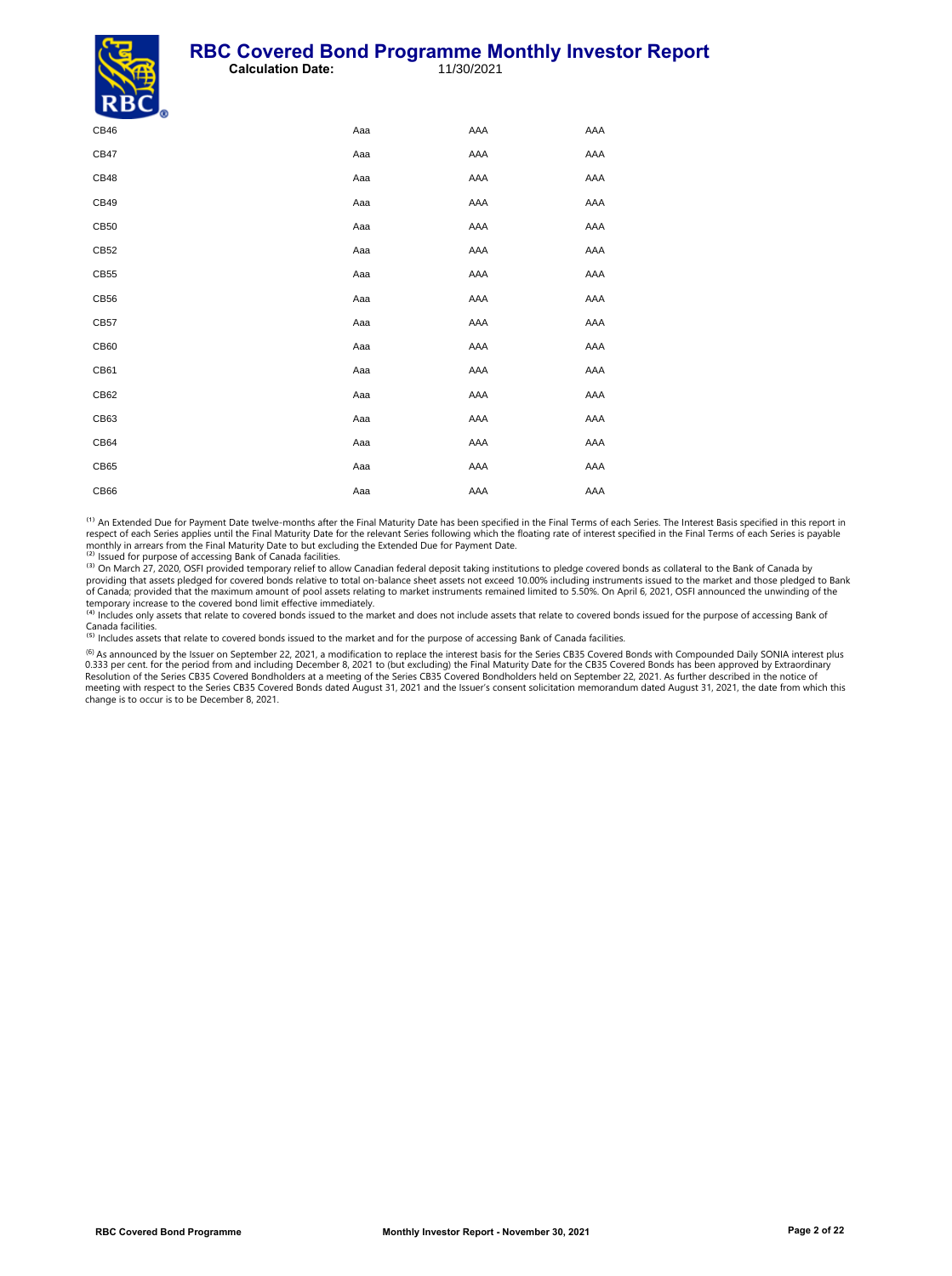| | | | |
|---|---|---|---|
| CB46 | Aaa | AAA | AAA |
| CB47 | Aaa | AAA | AAA |
| CB48 | Aaa | AAA | AAA |
| CB49 | Aaa | AAA | AAA |
| CB50 | Aaa | AAA | AAA |
| CB52 | Aaa | AAA | AAA |
| CB55 | Aaa | AAA | AAA |
| CB56 | Aaa | AAA | AAA |
| CB57 | Aaa | AAA | AAA |
| CB60 | Aaa | AAA | AAA |
| CB61 | Aaa | AAA | AAA |
| CB62 | Aaa | AAA | AAA |
| CB63 | Aaa | AAA | AAA |
| CB64 | Aaa | AAA | AAA |
| CB65 | Aaa | AAA | AAA |
| CB66 | Aaa | AAA | AAA |

(1) An Extended Due for Payment Date twelve-months after the Final Maturity Date has been specified in the Final Terms of each Series. The Interest Basis specified in this report in respect of each Series applies until the Final Maturity Date for the relevant Series following which the floating rate of interest specified in the Final Terms of each Series is payable monthly in arrears from the Final Maturity Date to but excluding the Extended Due for Payment Date.

(2) Issued for purpose of accessing Bank of Canada facilities.

(3) On March 27, 2020, OSFI provided temporary relief to allow Canadian federal deposit taking institutions to pledge covered bonds as collateral to the Bank of Canada by providing that assets pledged for covered bonds relative to total on-balance sheet assets not exceed 10.00% including instruments issued to the market and those pledged to Bank of Canada; provided that the maximum amount of pool assets relating to market instruments remained limited to 5.50%. On April 6, 2021, OSFI announced the unwinding of the temporary increase to the covered bond limit effective immediately.

(4) Includes only assets that relate to covered bonds issued to the market and does not include assets that relate to covered bonds issued for the purpose of accessing Bank of Canada facilities.

(5) Includes assets that relate to covered bonds issued to the market and for the purpose of accessing Bank of Canada facilities.

(6) As announced by the Issuer on September 22, 2021, a modification to replace the interest basis for the Series CB35 Covered Bonds with Compounded Daily SONIA interest plus 0.333 per cent. for the period from and including December 8, 2021 to (but excluding) the Final Maturity Date for the CB35 Covered Bonds has been approved by Extraordinary Resolution of the Series CB35 Covered Bondholders at a meeting of the Series CB35 Covered Bondholders held on September 22, 2021. As further described in the notice of meeting with respect to the Series CB35 Covered Bonds dated August 31, 2021 and the Issuer's consent solicitation memorandum dated August 31, 2021, the date from which this change is to occur is to be December 8, 2021.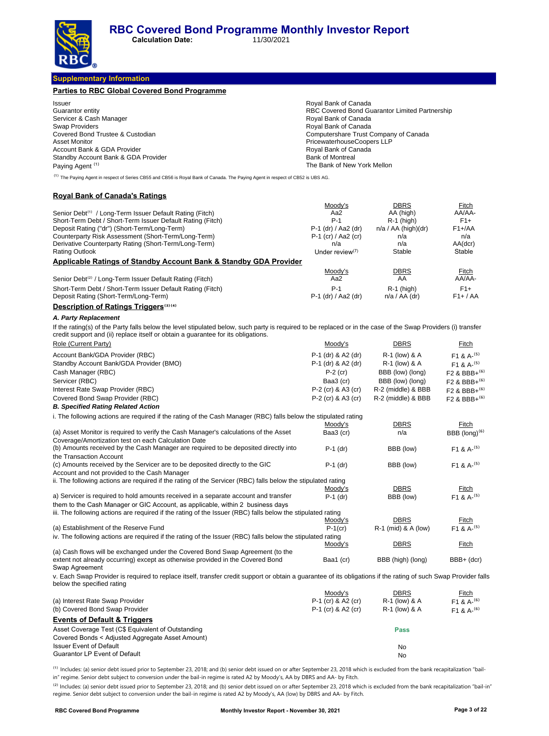## Supplementary Information

### Parties to RBC Global Covered Bond Programme

| | |
|---|---|
| Issuer | Royal Bank of Canada |
| Guarantor entity | RBC Covered Bond Guarantor Limited Partnership |
| Servicer & Cash Manager | Royal Bank of Canada |
| Swap Providers | Royal Bank of Canada |
| Covered Bond Trustee & Custodian | Computershare Trust Company of Canada |
| Asset Monitor | PricewaterhouseCoopers LLP |
| Account Bank & GDA Provider | Royal Bank of Canada |
| Standby Account Bank & GDA Provider | Bank of Montreal |
| Paying Agent [1] | The Bank of New York Mellon |

[1] The Paying Agent in respect of Series CB55 and CB56 is Royal Bank of Canada. The Paying Agent in respect of CB52 is UBS AG.

### Royal Bank of Canada's Ratings

| | Moody's | DBRS | Fitch |
|---|---|---|---|
| Senior Debt[1] / Long-Term Issuer Default Rating (Fitch) | Aa2 | AA (high) | AA/AA- |
| Short-Term Debt / Short-Term Issuer Default Rating (Fitch) | P-1 | R-1 (high) | F1+ |
| Deposit Rating ("dr") (Short-Term/Long-Term) | P-1 (dr) / Aa2 (dr) | n/a / AA (high)(dr) | F1+/AA |
| Counterparty Risk Assessment (Short-Term/Long-Term) | P-1 (cr) / Aa2 (cr) | n/a | n/a |
| Derivative Counterparty Rating (Short-Term/Long-Term) | n/a | n/a | AA(dcr) |
| Rating Outlook | Under review[7] | Stable | Stable |

### Applicable Ratings of Standby Account Bank & Standby GDA Provider

| | Moody's | DBRS | Fitch |
|---|---|---|---|
| Senior Debt[2] / Long-Term Issuer Default Rating (Fitch) | Aa2 | AA | AA/AA- |
| Short-Term Debt / Short-Term Issuer Default Rating (Fitch) | P-1 | R-1 (high) | F1+ |
| Deposit Rating (Short-Term/Long-Term) | P-1 (dr) / Aa2 (dr) | n/a / AA (dr) | F1+ / AA |

### Description of Ratings Triggers[3][4]

*A. Party Replacement*

If the rating(s) of the Party falls below the level stipulated below, such party is required to be replaced or in the case of the Swap Providers (i) transfer credit support and (ii) replace itself or obtain a guarantee for its obligations.

| Role (Current Party) | Moody's | DBRS | Fitch |
|---|---|---|---|
| Account Bank/GDA Provider (RBC) | P-1 (dr) & A2 (dr) | R-1 (low) & A | F1 & A-[5] |
| Standby Account Bank/GDA Provider (BMO) | P-1 (dr) & A2 (dr) | R-1 (low) & A | F1 & A-[5] |
| Cash Manager (RBC) | P-2 (cr) | BBB (low) (long) | F2 & BBB+[6] |
| Servicer (RBC) | Baa3 (cr) | BBB (low) (long) | F2 & BBB+[6] |
| Interest Rate Swap Provider (RBC) | P-2 (cr) & A3 (cr) | R-2 (middle) & BBB | F2 & BBB+[6] |
| Covered Bond Swap Provider (RBC) | P-2 (cr) & A3 (cr) | R-2 (middle) & BBB | F2 & BBB+[6] |

*B. Specified Rating Related Action*

i. The following actions are required if the rating of the Cash Manager (RBC) falls below the stipulated rating

| | Moody's | DBRS | Fitch |
|---|---|---|---|
| (a) Asset Monitor is required to verify the Cash Manager's calculations of the Asset Coverage/Amortization test on each Calculation Date | Baa3 (cr) | n/a | BBB (long)[6] |
| (b) Amounts received by the Cash Manager are required to be deposited directly into the Transaction Account | P-1 (dr) | BBB (low) | F1 & A-[5] |
| (c) Amounts received by the Servicer are to be deposited directly to the GIC Account and not provided to the Cash Manager | P-1 (dr) | BBB (low) | F1 & A-[5] |

ii. The following actions are required if the rating of the Servicer (RBC) falls below the stipulated rating

| | Moody's | DBRS | Fitch |
|---|---|---|---|
| a) Servicer is required to hold amounts received in a separate account and transfer them to the Cash Manager or GIC Account, as applicable, within 2 business days | P-1 (dr) | BBB (low) | F1 & A-[5] |

iii. The following actions are required if the rating of the Issuer (RBC) falls below the stipulated rating

| | Moody's | DBRS | Fitch |
|---|---|---|---|
| (a) Establishment of the Reserve Fund | P-1(cr) | R-1 (mid) & A (low) | F1 & A-[5] |

iv. The following actions are required if the rating of the Issuer (RBC) falls below the stipulated rating

| | Moody's | DBRS | Fitch |
|---|---|---|---|
| (a) Cash flows will be exchanged under the Covered Bond Swap Agreement (to the extent not already occurring) except as otherwise provided in the Covered Bond Swap Agreement | Baa1 (cr) | BBB (high) (long) | BBB+ (dcr) |

v. Each Swap Provider is required to replace itself, transfer credit support or obtain a guarantee of its obligations if the rating of such Swap Provider falls below the specified rating

| | Moody's | DBRS | Fitch |
|---|---|---|---|
| (a) Interest Rate Swap Provider | P-1 (cr) & A2 (cr) | R-1 (low) & A | F1 & A-[6] |
| (b) Covered Bond Swap Provider | P-1 (cr) & A2 (cr) | R-1 (low) & A | F1 & A-[6] |

### Events of Default & Triggers

| | |
|---|---|
| Asset Coverage Test (C$ Equivalent of Outstanding Covered Bonds < Adjusted Aggregate Asset Amount) | Pass |
| Issuer Event of Default | No |
| Guarantor LP Event of Default | No |

[1] Includes: (a) senior debt issued prior to September 23, 2018; and (b) senior debt issued on or after September 23, 2018 which is excluded from the bank recapitalization "bail-in" regime. Senior debt subject to conversion under the bail-in regime is rated A2 by Moody's, AA by DBRS and AA- by Fitch.

[2] Includes: (a) senior debt issued prior to September 23, 2018; and (b) senior debt issued on or after September 23, 2018 which is excluded from the bank recapitalization "bail-in" regime. Senior debt subject to conversion under the bail-in regime is rated A2 by Moody's, AA (low) by DBRS and AA- by Fitch.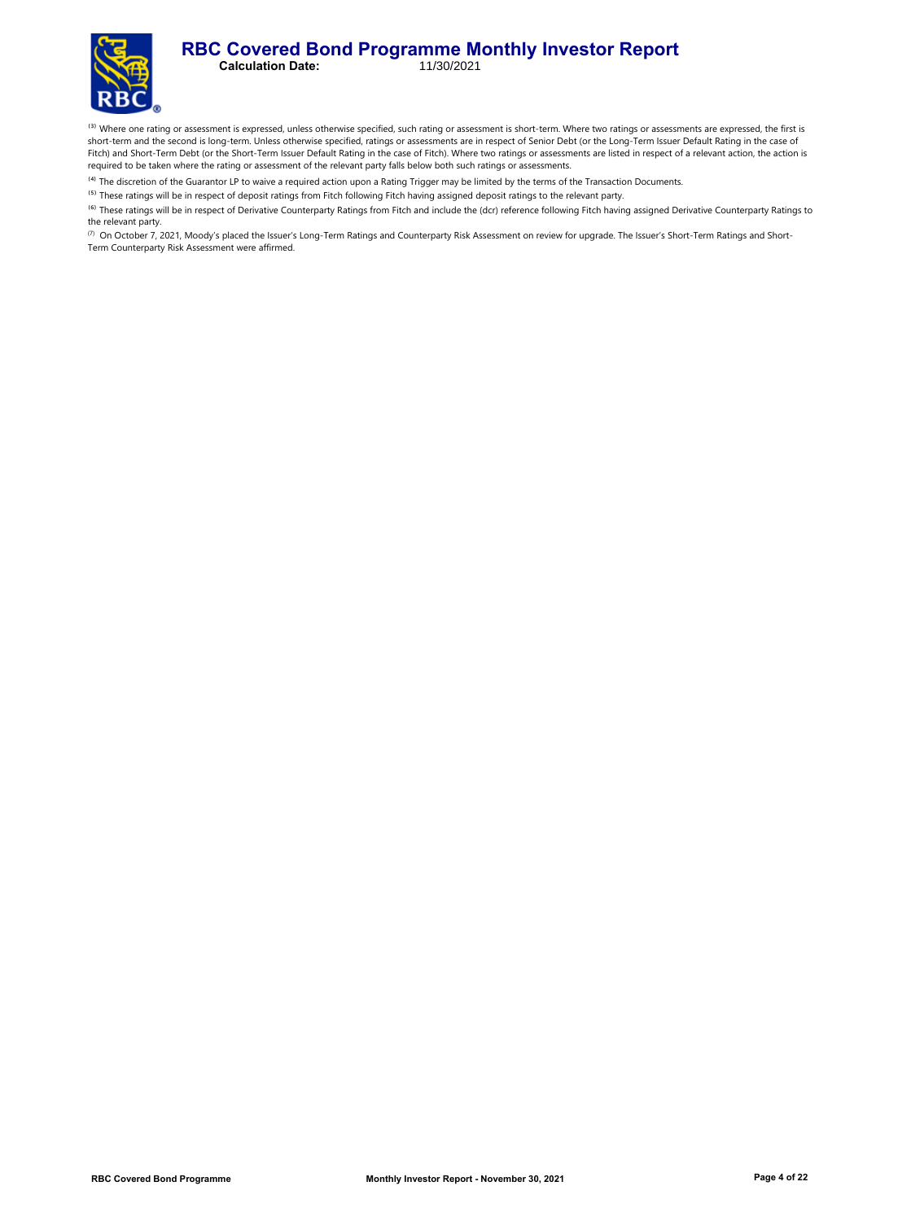[3] Where one rating or assessment is expressed, unless otherwise specified, such rating or assessment is short-term. Where two ratings or assessments are expressed, the first is short-term and the second is long-term. Unless otherwise specified, ratings or assessments are in respect of Senior Debt (or the Long-Term Issuer Default Rating in the case of Fitch) and Short-Term Debt (or the Short-Term Issuer Default Rating in the case of Fitch). Where two ratings or assessments are listed in respect of a relevant action, the action is required to be taken where the rating or assessment of the relevant party falls below both such ratings or assessments.

[4] The discretion of the Guarantor LP to waive a required action upon a Rating Trigger may be limited by the terms of the Transaction Documents.

[5] These ratings will be in respect of deposit ratings from Fitch following Fitch having assigned deposit ratings to the relevant party.

[6] These ratings will be in respect of Derivative Counterparty Ratings from Fitch and include the (dcr) reference following Fitch having assigned Derivative Counterparty Ratings to the relevant party.

[7] On October 7, 2021, Moody's placed the Issuer's Long-Term Ratings and Counterparty Risk Assessment on review for upgrade. The Issuer's Short-Term Ratings and Short-Term Counterparty Risk Assessment were affirmed.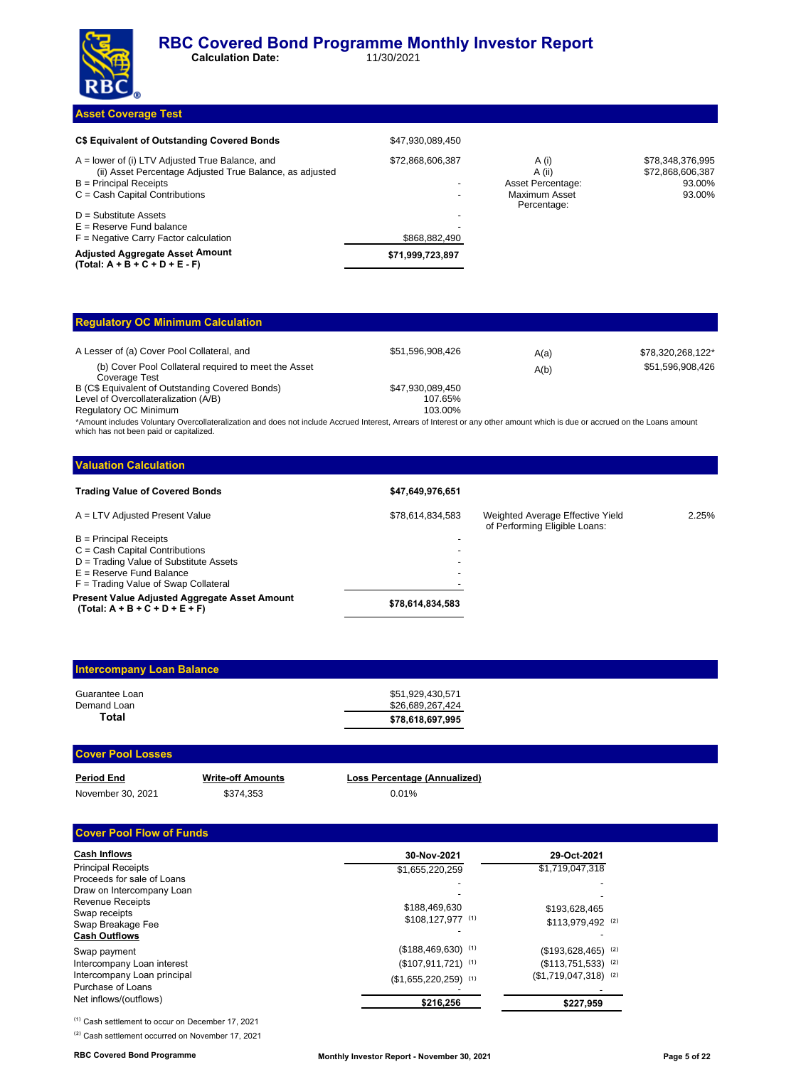# RBC Covered Bond Programme Monthly Investor Report

**Calculation Date:** 11/30/2021

## Asset Coverage Test

| | | | |
|---|---|---|---|
| **C$ Equivalent of Outstanding Covered Bonds** | $47,930,089,450 | | |
| A = lower of (i) LTV Adjusted True Balance, and (ii) Asset Percentage Adjusted True Balance, as adjusted | $72,868,606,387 | A (i) | $78,348,376,995 |
| | | A (ii) | $72,868,606,387 |
| B = Principal Receipts | - | Asset Percentage: | 93.00% |
| C = Cash Capital Contributions | - | Maximum Asset Percentage: | 93.00% |
| D = Substitute Assets | - | | |
| E = Reserve Fund balance | - | | |
| F = Negative Carry Factor calculation | $868,882,490 | | |
| **Adjusted Aggregate Asset Amount (Total: A + B + C + D + E - F)** | **$71,999,723,897** | | |

## Regulatory OC Minimum Calculation

| | | | |
|---|---|---|---|
| A Lesser of (a) Cover Pool Collateral, and | $51,596,908,426 | A(a) | $78,320,268,122* |
| (b) Cover Pool Collateral required to meet the Asset Coverage Test | | A(b) | $51,596,908,426 |
| B (C$ Equivalent of Outstanding Covered Bonds) | $47,930,089,450 | | |
| Level of Overcollateralization (A/B) | 107.65% | | |
| Regulatory OC Minimum | 103.00% | | |

*Amount includes Voluntary Overcollateralization and does not include Accrued Interest, Arrears of Interest or any other amount which is due or accrued on the Loans amount which has not been paid or capitalized.

## Valuation Calculation

| | | | |
|---|---|---|---|
| **Trading Value of Covered Bonds** | **$47,649,976,651** | | |
| A = LTV Adjusted Present Value | $78,614,834,583 | Weighted Average Effective Yield of Performing Eligible Loans: | 2.25% |
| B = Principal Receipts | - | | |
| C = Cash Capital Contributions | - | | |
| D = Trading Value of Substitute Assets | - | | |
| E = Reserve Fund Balance | - | | |
| F = Trading Value of Swap Collateral | - | | |
| **Present Value Adjusted Aggregate Asset Amount (Total: A + B + C + D + E + F)** | **$78,614,834,583** | | |

## Intercompany Loan Balance

| | |
|---|---|
| Guarantee Loan | $51,929,430,571 |
| Demand Loan | $26,689,267,424 |
| **Total** | **$78,618,697,995** |

## Cover Pool Losses

| Period End | Write-off Amounts | Loss Percentage (Annualized) |
|---|---|---|
| November 30, 2021 | $374,353 | 0.01% |

## Cover Pool Flow of Funds

| | 30-Nov-2021 | 29-Oct-2021 |
|---|---|---|
| **Cash Inflows** | | |
| Principal Receipts | $1,655,220,259 | $1,719,047,318 |
| Proceeds for sale of Loans | - | - |
| Draw on Intercompany Loan | - | - |
| Revenue Receipts | $188,469,630 | $193,628,465 |
| Swap receipts | $108,127,977 [1] | $113,979,492 [2] |
| Swap Breakage Fee | - | - |
| **Cash Outflows** | | |
| Swap payment | ($188,469,630) [1] | ($193,628,465) [2] |
| Intercompany Loan interest | ($107,911,721) [1] | ($113,751,533) [2] |
| Intercompany Loan principal | ($1,655,220,259) [1] | ($1,719,047,318) [2] |
| Purchase of Loans | - | - |
| Net inflows/(outflows) | **$216,256** | **$227,959** |

[1] Cash settlement to occur on December 17, 2021

[2] Cash settlement occurred on November 17, 2021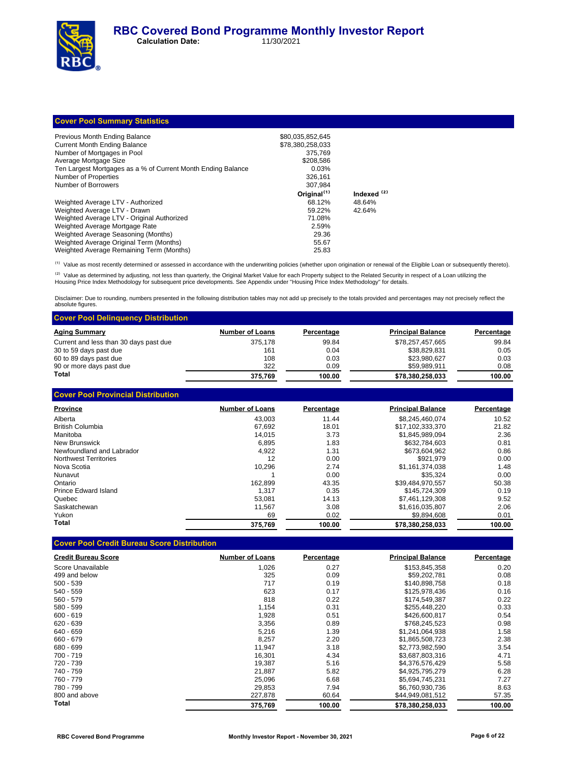# RBC Covered Bond Programme Monthly Investor Report

**Calculation Date:** 11/30/2021

## Cover Pool Summary Statistics

| | | |
|---|---|---|
| Previous Month Ending Balance | $80,035,852,645 | |
| Current Month Ending Balance | $78,380,258,033 | |
| Number of Mortgages in Pool | 375,769 | |
| Average Mortgage Size | $208,586 | |
| Ten Largest Mortgages as a % of Current Month Ending Balance | 0.03% | |
| Number of Properties | 326,161 | |
| Number of Borrowers | 307,984 | |
| | **Original[(1)]** | **Indexed [(2)]** |
| Weighted Average LTV - Authorized | 68.12% | 48.64% |
| Weighted Average LTV - Drawn | 59.22% | 42.64% |
| Weighted Average LTV - Original Authorized | 71.08% | |
| Weighted Average Mortgage Rate | 2.59% | |
| Weighted Average Seasoning (Months) | 29.36 | |
| Weighted Average Original Term (Months) | 55.67 | |
| Weighted Average Remaining Term (Months) | 25.83 | |

[(1)] Value as most recently determined or assessed in accordance with the underwriting policies (whether upon origination or renewal of the Eligible Loan or subsequently thereto).

[(2)] Value as determined by adjusting, not less than quarterly, the Original Market Value for each Property subject to the Related Security in respect of a Loan utilizing the Housing Price Index Methodology for subsequent price developments. See Appendix under "Housing Price Index Methodology" for details.

Disclaimer: Due to rounding, numbers presented in the following distribution tables may not add up precisely to the totals provided and percentages may not precisely reflect the absolute figures.

## Cover Pool Delinquency Distribution

| Aging Summary | Number of Loans | Percentage | Principal Balance | Percentage |
|---|---|---|---|---|
| Current and less than 30 days past due | 375,178 | 99.84 | $78,257,457,665 | 99.84 |
| 30 to 59 days past due | 161 | 0.04 | $38,829,831 | 0.05 |
| 60 to 89 days past due | 108 | 0.03 | $23,980,627 | 0.03 |
| 90 or more days past due | 322 | 0.09 | $59,989,911 | 0.08 |
| **Total** | **375,769** | **100.00** | **$78,380,258,033** | **100.00** |

## Cover Pool Provincial Distribution

| Province | Number of Loans | Percentage | Principal Balance | Percentage |
|---|---|---|---|---|
| Alberta | 43,003 | 11.44 | $8,245,460,074 | 10.52 |
| British Columbia | 67,692 | 18.01 | $17,102,333,370 | 21.82 |
| Manitoba | 14,015 | 3.73 | $1,845,989,094 | 2.36 |
| New Brunswick | 6,895 | 1.83 | $632,784,603 | 0.81 |
| Newfoundland and Labrador | 4,922 | 1.31 | $673,604,962 | 0.86 |
| Northwest Territories | 12 | 0.00 | $921,979 | 0.00 |
| Nova Scotia | 10,296 | 2.74 | $1,161,374,038 | 1.48 |
| Nunavut | 1 | 0.00 | $35,324 | 0.00 |
| Ontario | 162,899 | 43.35 | $39,484,970,557 | 50.38 |
| Prince Edward Island | 1,317 | 0.35 | $145,724,309 | 0.19 |
| Quebec | 53,081 | 14.13 | $7,461,129,308 | 9.52 |
| Saskatchewan | 11,567 | 3.08 | $1,616,035,807 | 2.06 |
| Yukon | 69 | 0.02 | $9,894,608 | 0.01 |
| **Total** | **375,769** | **100.00** | **$78,380,258,033** | **100.00** |

## Cover Pool Credit Bureau Score Distribution

| Credit Bureau Score | Number of Loans | Percentage | Principal Balance | Percentage |
|---|---|---|---|---|
| Score Unavailable | 1,026 | 0.27 | $153,845,358 | 0.20 |
| 499 and below | 325 | 0.09 | $59,202,781 | 0.08 |
| 500 - 539 | 717 | 0.19 | $140,898,758 | 0.18 |
| 540 - 559 | 623 | 0.17 | $125,978,436 | 0.16 |
| 560 - 579 | 818 | 0.22 | $174,549,387 | 0.22 |
| 580 - 599 | 1,154 | 0.31 | $255,448,220 | 0.33 |
| 600 - 619 | 1,928 | 0.51 | $426,600,817 | 0.54 |
| 620 - 639 | 3,356 | 0.89 | $768,245,523 | 0.98 |
| 640 - 659 | 5,216 | 1.39 | $1,241,064,938 | 1.58 |
| 660 - 679 | 8,257 | 2.20 | $1,865,508,723 | 2.38 |
| 680 - 699 | 11,947 | 3.18 | $2,773,982,590 | 3.54 |
| 700 - 719 | 16,301 | 4.34 | $3,687,803,316 | 4.71 |
| 720 - 739 | 19,387 | 5.16 | $4,376,576,429 | 5.58 |
| 740 - 759 | 21,887 | 5.82 | $4,925,795,279 | 6.28 |
| 760 - 779 | 25,096 | 6.68 | $5,694,745,231 | 7.27 |
| 780 - 799 | 29,853 | 7.94 | $6,760,930,736 | 8.63 |
| 800 and above | 227,878 | 60.64 | $44,949,081,512 | 57.35 |
| **Total** | **375,769** | **100.00** | **$78,380,258,033** | **100.00** |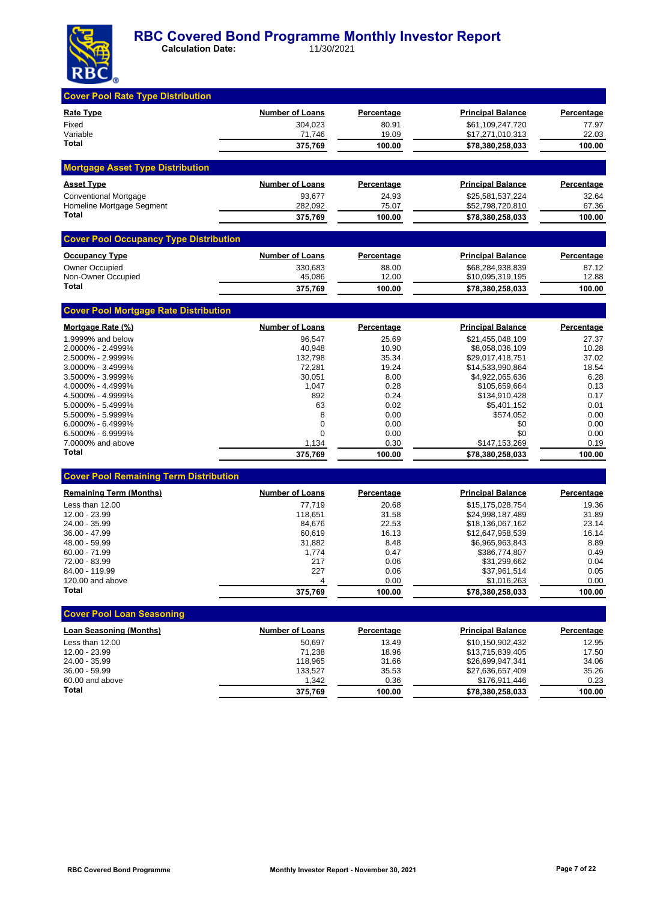# RBC Covered Bond Programme Monthly Investor Report

**Calculation Date:** 11/30/2021

## Cover Pool Rate Type Distribution

| Rate Type | Number of Loans | Percentage | Principal Balance | Percentage |
|---|---|---|---|---|
| Fixed | 304,023 | 80.91 | $61,109,247,720 | 77.97 |
| Variable | 71,746 | 19.09 | $17,271,010,313 | 22.03 |
| **Total** | **375,769** | **100.00** | **$78,380,258,033** | **100.00** |

## Mortgage Asset Type Distribution

| Asset Type | Number of Loans | Percentage | Principal Balance | Percentage |
|---|---|---|---|---|
| Conventional Mortgage | 93,677 | 24.93 | $25,581,537,224 | 32.64 |
| Homeline Mortgage Segment | 282,092 | 75.07 | $52,798,720,810 | 67.36 |
| **Total** | **375,769** | **100.00** | **$78,380,258,033** | **100.00** |

## Cover Pool Occupancy Type Distribution

| Occupancy Type | Number of Loans | Percentage | Principal Balance | Percentage |
|---|---|---|---|---|
| Owner Occupied | 330,683 | 88.00 | $68,284,938,839 | 87.12 |
| Non-Owner Occupied | 45,086 | 12.00 | $10,095,319,195 | 12.88 |
| **Total** | **375,769** | **100.00** | **$78,380,258,033** | **100.00** |

## Cover Pool Mortgage Rate Distribution

| Mortgage Rate (%) | Number of Loans | Percentage | Principal Balance | Percentage |
|---|---|---|---|---|
| 1.9999% and below | 96,547 | 25.69 | $21,455,048,109 | 27.37 |
| 2.0000% - 2.4999% | 40,948 | 10.90 | $8,058,036,109 | 10.28 |
| 2.5000% - 2.9999% | 132,798 | 35.34 | $29,017,418,751 | 37.02 |
| 3.0000% - 3.4999% | 72,281 | 19.24 | $14,533,990,864 | 18.54 |
| 3.5000% - 3.9999% | 30,051 | 8.00 | $4,922,065,636 | 6.28 |
| 4.0000% - 4.4999% | 1,047 | 0.28 | $105,659,664 | 0.13 |
| 4.5000% - 4.9999% | 892 | 0.24 | $134,910,428 | 0.17 |
| 5.0000% - 5.4999% | 63 | 0.02 | $5,401,152 | 0.01 |
| 5.5000% - 5.9999% | 8 | 0.00 | $574,052 | 0.00 |
| 6.0000% - 6.4999% | 0 | 0.00 | $0 | 0.00 |
| 6.5000% - 6.9999% | 0 | 0.00 | $0 | 0.00 |
| 7.0000% and above | 1,134 | 0.30 | $147,153,269 | 0.19 |
| **Total** | **375,769** | **100.00** | **$78,380,258,033** | **100.00** |

## Cover Pool Remaining Term Distribution

| Remaining Term (Months) | Number of Loans | Percentage | Principal Balance | Percentage |
|---|---|---|---|---|
| Less than 12.00 | 77,719 | 20.68 | $15,175,028,754 | 19.36 |
| 12.00 - 23.99 | 118,651 | 31.58 | $24,998,187,489 | 31.89 |
| 24.00 - 35.99 | 84,676 | 22.53 | $18,136,067,162 | 23.14 |
| 36.00 - 47.99 | 60,619 | 16.13 | $12,647,958,539 | 16.14 |
| 48.00 - 59.99 | 31,882 | 8.48 | $6,965,963,843 | 8.89 |
| 60.00 - 71.99 | 1,774 | 0.47 | $386,774,807 | 0.49 |
| 72.00 - 83.99 | 217 | 0.06 | $31,299,662 | 0.04 |
| 84.00 - 119.99 | 227 | 0.06 | $37,961,514 | 0.05 |
| 120.00 and above | 4 | 0.00 | $1,016,263 | 0.00 |
| **Total** | **375,769** | **100.00** | **$78,380,258,033** | **100.00** |

## Cover Pool Loan Seasoning

| Loan Seasoning (Months) | Number of Loans | Percentage | Principal Balance | Percentage |
|---|---|---|---|---|
| Less than 12.00 | 50,697 | 13.49 | $10,150,902,432 | 12.95 |
| 12.00 - 23.99 | 71,238 | 18.96 | $13,715,839,405 | 17.50 |
| 24.00 - 35.99 | 118,965 | 31.66 | $26,699,947,341 | 34.06 |
| 36.00 - 59.99 | 133,527 | 35.53 | $27,636,657,409 | 35.26 |
| 60.00 and above | 1,342 | 0.36 | $176,911,446 | 0.23 |
| **Total** | **375,769** | **100.00** | **$78,380,258,033** | **100.00** |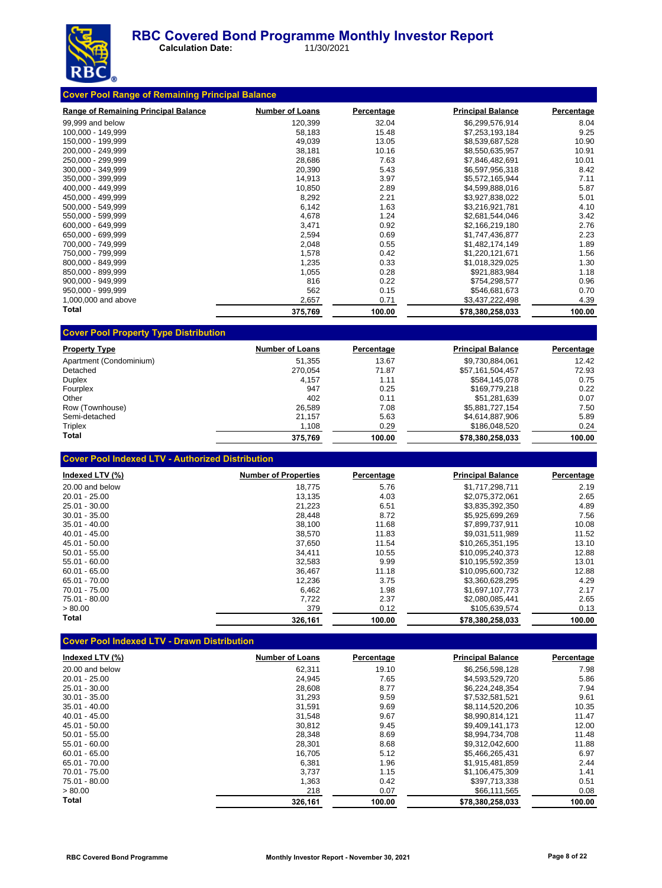# RBC Covered Bond Programme Monthly Investor Report

**Calculation Date:** 11/30/2021

## Cover Pool Range of Remaining Principal Balance

| Range of Remaining Principal Balance | Number of Loans | Percentage | Principal Balance | Percentage |
|---|---|---|---|---|
| 99,999 and below | 120,399 | 32.04 | $6,299,576,914 | 8.04 |
| 100,000 - 149,999 | 58,183 | 15.48 | $7,253,193,184 | 9.25 |
| 150,000 - 199,999 | 49,039 | 13.05 | $8,539,687,528 | 10.90 |
| 200,000 - 249,999 | 38,181 | 10.16 | $8,550,635,957 | 10.91 |
| 250,000 - 299,999 | 28,686 | 7.63 | $7,846,482,691 | 10.01 |
| 300,000 - 349,999 | 20,390 | 5.43 | $6,597,956,318 | 8.42 |
| 350,000 - 399,999 | 14,913 | 3.97 | $5,572,165,944 | 7.11 |
| 400,000 - 449,999 | 10,850 | 2.89 | $4,599,888,016 | 5.87 |
| 450,000 - 499,999 | 8,292 | 2.21 | $3,927,838,022 | 5.01 |
| 500,000 - 549,999 | 6,142 | 1.63 | $3,216,921,781 | 4.10 |
| 550,000 - 599,999 | 4,678 | 1.24 | $2,681,544,046 | 3.42 |
| 600,000 - 649,999 | 3,471 | 0.92 | $2,166,219,180 | 2.76 |
| 650,000 - 699,999 | 2,594 | 0.69 | $1,747,436,877 | 2.23 |
| 700,000 - 749,999 | 2,048 | 0.55 | $1,482,174,149 | 1.89 |
| 750,000 - 799,999 | 1,578 | 0.42 | $1,220,121,671 | 1.56 |
| 800,000 - 849,999 | 1,235 | 0.33 | $1,018,329,025 | 1.30 |
| 850,000 - 899,999 | 1,055 | 0.28 | $921,883,984 | 1.18 |
| 900,000 - 949,999 | 816 | 0.22 | $754,298,577 | 0.96 |
| 950,000 - 999,999 | 562 | 0.15 | $546,681,673 | 0.70 |
| 1,000,000 and above | 2,657 | 0.71 | $3,437,222,498 | 4.39 |
| **Total** | **375,769** | **100.00** | **$78,380,258,033** | **100.00** |

## Cover Pool Property Type Distribution

| Property Type | Number of Loans | Percentage | Principal Balance | Percentage |
|---|---|---|---|---|
| Apartment (Condominium) | 51,355 | 13.67 | $9,730,884,061 | 12.42 |
| Detached | 270,054 | 71.87 | $57,161,504,457 | 72.93 |
| Duplex | 4,157 | 1.11 | $584,145,078 | 0.75 |
| Fourplex | 947 | 0.25 | $169,779,218 | 0.22 |
| Other | 402 | 0.11 | $51,281,639 | 0.07 |
| Row (Townhouse) | 26,589 | 7.08 | $5,881,727,154 | 7.50 |
| Semi-detached | 21,157 | 5.63 | $4,614,887,906 | 5.89 |
| Triplex | 1,108 | 0.29 | $186,048,520 | 0.24 |
| **Total** | **375,769** | **100.00** | **$78,380,258,033** | **100.00** |

## Cover Pool Indexed LTV - Authorized Distribution

| Indexed LTV (%) | Number of Properties | Percentage | Principal Balance | Percentage |
|---|---|---|---|---|
| 20.00 and below | 18,775 | 5.76 | $1,717,298,711 | 2.19 |
| 20.01 - 25.00 | 13,135 | 4.03 | $2,075,372,061 | 2.65 |
| 25.01 - 30.00 | 21,223 | 6.51 | $3,835,392,350 | 4.89 |
| 30.01 - 35.00 | 28,448 | 8.72 | $5,925,699,269 | 7.56 |
| 35.01 - 40.00 | 38,100 | 11.68 | $7,899,737,911 | 10.08 |
| 40.01 - 45.00 | 38,570 | 11.83 | $9,031,511,989 | 11.52 |
| 45.01 - 50.00 | 37,650 | 11.54 | $10,265,351,195 | 13.10 |
| 50.01 - 55.00 | 34,411 | 10.55 | $10,095,240,373 | 12.88 |
| 55.01 - 60.00 | 32,583 | 9.99 | $10,195,592,359 | 13.01 |
| 60.01 - 65.00 | 36,467 | 11.18 | $10,095,600,732 | 12.88 |
| 65.01 - 70.00 | 12,236 | 3.75 | $3,360,628,295 | 4.29 |
| 70.01 - 75.00 | 6,462 | 1.98 | $1,697,107,773 | 2.17 |
| 75.01 - 80.00 | 7,722 | 2.37 | $2,080,085,441 | 2.65 |
| > 80.00 | 379 | 0.12 | $105,639,574 | 0.13 |
| **Total** | **326,161** | **100.00** | **$78,380,258,033** | **100.00** |

## Cover Pool Indexed LTV - Drawn Distribution

| Indexed LTV (%) | Number of Loans | Percentage | Principal Balance | Percentage |
|---|---|---|---|---|
| 20.00 and below | 62,311 | 19.10 | $6,256,598,128 | 7.98 |
| 20.01 - 25.00 | 24,945 | 7.65 | $4,593,529,720 | 5.86 |
| 25.01 - 30.00 | 28,608 | 8.77 | $6,224,248,354 | 7.94 |
| 30.01 - 35.00 | 31,293 | 9.59 | $7,532,581,521 | 9.61 |
| 35.01 - 40.00 | 31,591 | 9.69 | $8,114,520,206 | 10.35 |
| 40.01 - 45.00 | 31,548 | 9.67 | $8,990,814,121 | 11.47 |
| 45.01 - 50.00 | 30,812 | 9.45 | $9,409,141,173 | 12.00 |
| 50.01 - 55.00 | 28,348 | 8.69 | $8,994,734,708 | 11.48 |
| 55.01 - 60.00 | 28,301 | 8.68 | $9,312,042,600 | 11.88 |
| 60.01 - 65.00 | 16,705 | 5.12 | $5,466,265,431 | 6.97 |
| 65.01 - 70.00 | 6,381 | 1.96 | $1,915,481,859 | 2.44 |
| 70.01 - 75.00 | 3,737 | 1.15 | $1,106,475,309 | 1.41 |
| 75.01 - 80.00 | 1,363 | 0.42 | $397,713,338 | 0.51 |
| > 80.00 | 218 | 0.07 | $66,111,565 | 0.08 |
| **Total** | **326,161** | **100.00** | **$78,380,258,033** | **100.00** |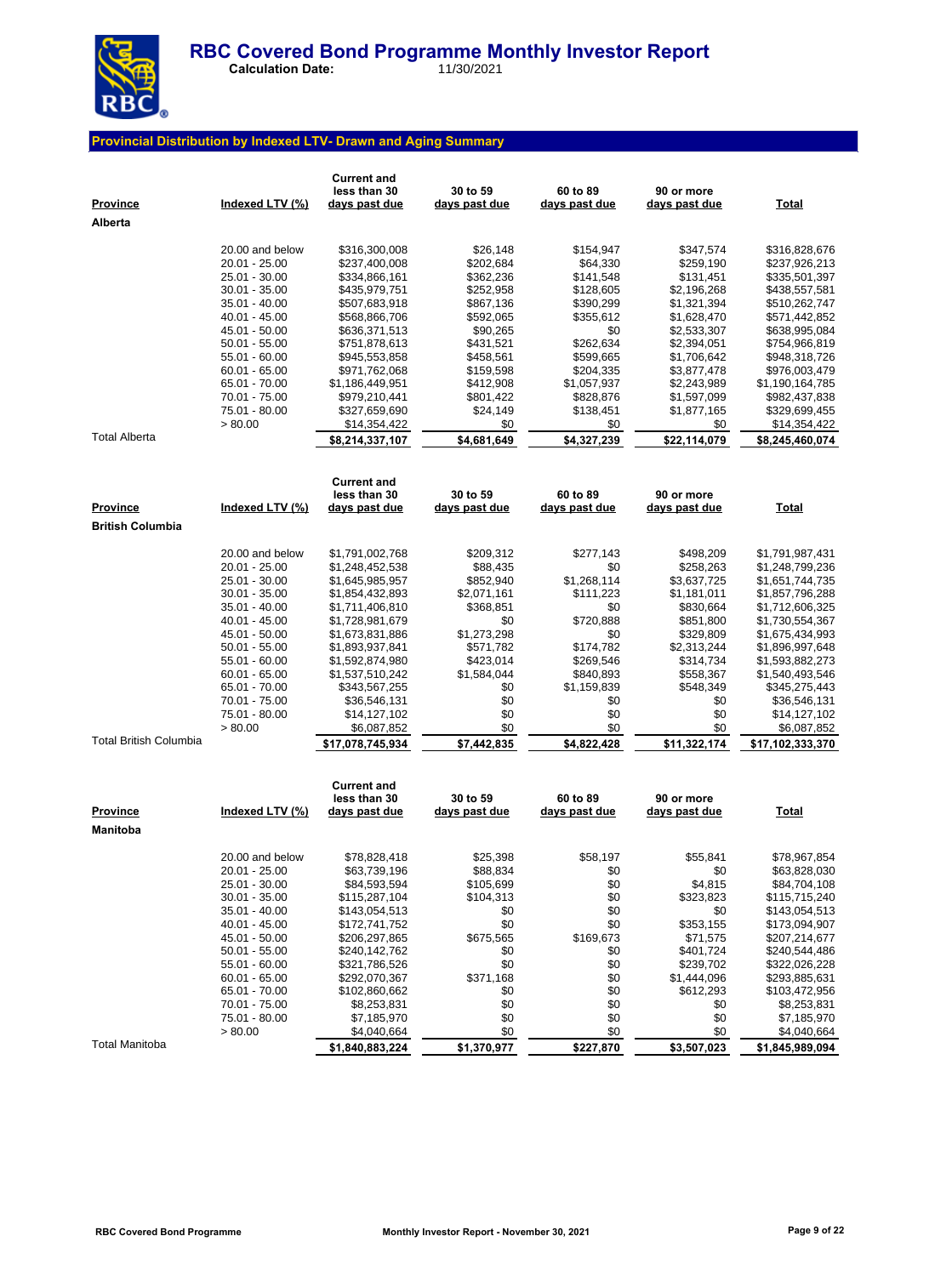# RBC Covered Bond Programme Monthly Investor Report

**Calculation Date:** 11/30/2021

## Provincial Distribution by Indexed LTV- Drawn and Aging Summary

| Province | Indexed LTV (%) | Current and less than 30 days past due | 30 to 59 days past due | 60 to 89 days past due | 90 or more days past due | Total |
|---|---|---|---|---|---|---|
| **Alberta** | | | | | | |
| | 20.00 and below | $316,300,008 | $26,148 | $154,947 | $347,574 | $316,828,676 |
| | 20.01 - 25.00 | $237,400,008 | $202,684 | $64,330 | $259,190 | $237,926,213 |
| | 25.01 - 30.00 | $334,866,161 | $362,236 | $141,548 | $131,451 | $335,501,397 |
| | 30.01 - 35.00 | $435,979,751 | $252,958 | $128,605 | $2,196,268 | $438,557,581 |
| | 35.01 - 40.00 | $507,683,918 | $867,136 | $390,299 | $1,321,394 | $510,262,747 |
| | 40.01 - 45.00 | $568,866,706 | $592,065 | $355,612 | $1,628,470 | $571,442,852 |
| | 45.01 - 50.00 | $636,371,513 | $90,265 | $0 | $2,533,307 | $638,995,084 |
| | 50.01 - 55.00 | $751,878,613 | $431,521 | $262,634 | $2,394,051 | $754,966,819 |
| | 55.01 - 60.00 | $945,553,858 | $458,561 | $599,665 | $1,706,642 | $948,318,726 |
| | 60.01 - 65.00 | $971,762,068 | $159,598 | $204,335 | $3,877,478 | $976,003,479 |
| | 65.01 - 70.00 | $1,186,449,951 | $412,908 | $1,057,937 | $2,243,989 | $1,190,164,785 |
| | 70.01 - 75.00 | $979,210,441 | $801,422 | $828,876 | $1,597,099 | $982,437,838 |
| | 75.01 - 80.00 | $327,659,690 | $24,149 | $138,451 | $1,877,165 | $329,699,455 |
| | > 80.00 | $14,354,422 | $0 | $0 | $0 | $14,354,422 |
| Total Alberta | | **$8,214,337,107** | **$4,681,649** | **$4,327,239** | **$22,114,079** | **$8,245,460,074** |

| Province | Indexed LTV (%) | Current and less than 30 days past due | 30 to 59 days past due | 60 to 89 days past due | 90 or more days past due | Total |
|---|---|---|---|---|---|---|
| **British Columbia** | | | | | | |
| | 20.00 and below | $1,791,002,768 | $209,312 | $277,143 | $498,209 | $1,791,987,431 |
| | 20.01 - 25.00 | $1,248,452,538 | $88,435 | $0 | $258,263 | $1,248,799,236 |
| | 25.01 - 30.00 | $1,645,985,957 | $852,940 | $1,268,114 | $3,637,725 | $1,651,744,735 |
| | 30.01 - 35.00 | $1,854,432,893 | $2,071,161 | $111,223 | $1,181,011 | $1,857,796,288 |
| | 35.01 - 40.00 | $1,711,406,810 | $368,851 | $0 | $830,664 | $1,712,606,325 |
| | 40.01 - 45.00 | $1,728,981,679 | $0 | $720,888 | $851,800 | $1,730,554,367 |
| | 45.01 - 50.00 | $1,673,831,886 | $1,273,298 | $0 | $329,809 | $1,675,434,993 |
| | 50.01 - 55.00 | $1,893,937,841 | $571,782 | $174,782 | $2,313,244 | $1,896,997,648 |
| | 55.01 - 60.00 | $1,592,874,980 | $423,014 | $269,546 | $314,734 | $1,593,882,273 |
| | 60.01 - 65.00 | $1,537,510,242 | $1,584,044 | $840,893 | $558,367 | $1,540,493,546 |
| | 65.01 - 70.00 | $343,567,255 | $0 | $1,159,839 | $548,349 | $345,275,443 |
| | 70.01 - 75.00 | $36,546,131 | $0 | $0 | $0 | $36,546,131 |
| | 75.01 - 80.00 | $14,127,102 | $0 | $0 | $0 | $14,127,102 |
| | > 80.00 | $6,087,852 | $0 | $0 | $0 | $6,087,852 |
| Total British Columbia | | **$17,078,745,934** | **$7,442,835** | **$4,822,428** | **$11,322,174** | **$17,102,333,370** |

| Province | Indexed LTV (%) | Current and less than 30 days past due | 30 to 59 days past due | 60 to 89 days past due | 90 or more days past due | Total |
|---|---|---|---|---|---|---|
| **Manitoba** | | | | | | |
| | 20.00 and below | $78,828,418 | $25,398 | $58,197 | $55,841 | $78,967,854 |
| | 20.01 - 25.00 | $63,739,196 | $88,834 | $0 | $0 | $63,828,030 |
| | 25.01 - 30.00 | $84,593,594 | $105,699 | $0 | $4,815 | $84,704,108 |
| | 30.01 - 35.00 | $115,287,104 | $104,313 | $0 | $323,823 | $115,715,240 |
| | 35.01 - 40.00 | $143,054,513 | $0 | $0 | $0 | $143,054,513 |
| | 40.01 - 45.00 | $172,741,752 | $0 | $0 | $353,155 | $173,094,907 |
| | 45.01 - 50.00 | $206,297,865 | $675,565 | $169,673 | $71,575 | $207,214,677 |
| | 50.01 - 55.00 | $240,142,762 | $0 | $0 | $401,724 | $240,544,486 |
| | 55.01 - 60.00 | $321,786,526 | $0 | $0 | $239,702 | $322,026,228 |
| | 60.01 - 65.00 | $292,070,367 | $371,168 | $0 | $1,444,096 | $293,885,631 |
| | 65.01 - 70.00 | $102,860,662 | $0 | $0 | $612,293 | $103,472,956 |
| | 70.01 - 75.00 | $8,253,831 | $0 | $0 | $0 | $8,253,831 |
| | 75.01 - 80.00 | $7,185,970 | $0 | $0 | $0 | $7,185,970 |
| | > 80.00 | $4,040,664 | $0 | $0 | $0 | $4,040,664 |
| Total Manitoba | | **$1,840,883,224** | **$1,370,977** | **$227,870** | **$3,507,023** | **$1,845,989,094** |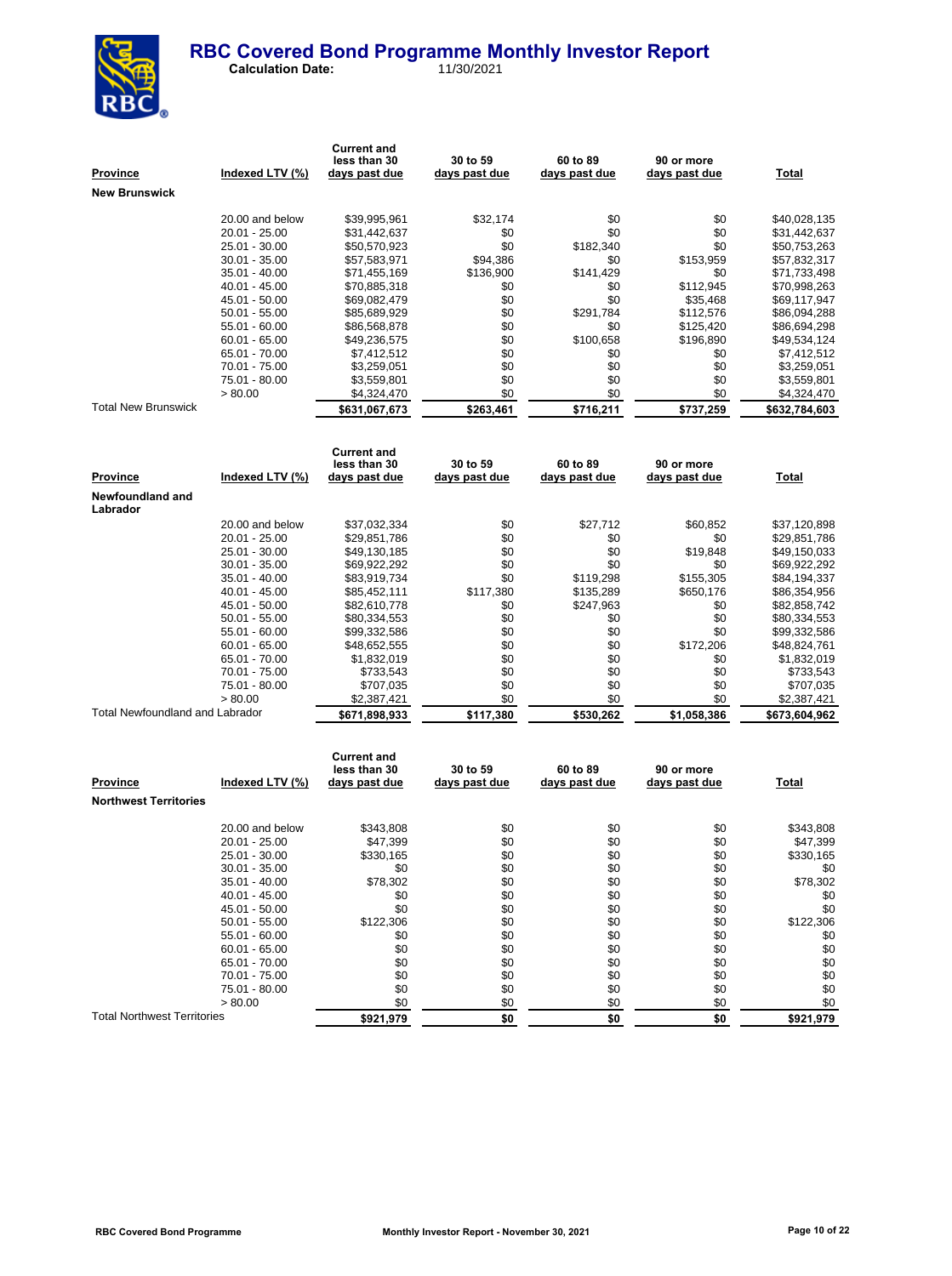# RBC Covered Bond Programme Monthly Investor Report

**Calculation Date:** 11/30/2021

| Province | Indexed LTV (%) | Current and less than 30 days past due | 30 to 59 days past due | 60 to 89 days past due | 90 or more days past due | Total |
|---|---|---|---|---|---|---|
| **New Brunswick** | | | | | | |
| | 20.00 and below | $39,995,961 | $32,174 | $0 | $0 | $40,028,135 |
| | 20.01 - 25.00 | $31,442,637 | $0 | $0 | $0 | $31,442,637 |
| | 25.01 - 30.00 | $50,570,923 | $0 | $182,340 | $0 | $50,753,263 |
| | 30.01 - 35.00 | $57,583,971 | $94,386 | $0 | $153,959 | $57,832,317 |
| | 35.01 - 40.00 | $71,455,169 | $136,900 | $141,429 | $0 | $71,733,498 |
| | 40.01 - 45.00 | $70,885,318 | $0 | $0 | $112,945 | $70,998,263 |
| | 45.01 - 50.00 | $69,082,479 | $0 | $0 | $35,468 | $69,117,947 |
| | 50.01 - 55.00 | $85,689,929 | $0 | $291,784 | $112,576 | $86,094,288 |
| | 55.01 - 60.00 | $86,568,878 | $0 | $0 | $125,420 | $86,694,298 |
| | 60.01 - 65.00 | $49,236,575 | $0 | $100,658 | $196,890 | $49,534,124 |
| | 65.01 - 70.00 | $7,412,512 | $0 | $0 | $0 | $7,412,512 |
| | 70.01 - 75.00 | $3,259,051 | $0 | $0 | $0 | $3,259,051 |
| | 75.01 - 80.00 | $3,559,801 | $0 | $0 | $0 | $3,559,801 |
| | > 80.00 | $4,324,470 | $0 | $0 | $0 | $4,324,470 |
| Total New Brunswick | | **$631,067,673** | **$263,461** | **$716,211** | **$737,259** | **$632,784,603** |

| Province | Indexed LTV (%) | Current and less than 30 days past due | 30 to 59 days past due | 60 to 89 days past due | 90 or more days past due | Total |
|---|---|---|---|---|---|---|
| **Newfoundland and Labrador** | | | | | | |
| | 20.00 and below | $37,032,334 | $0 | $27,712 | $60,852 | $37,120,898 |
| | 20.01 - 25.00 | $29,851,786 | $0 | $0 | $0 | $29,851,786 |
| | 25.01 - 30.00 | $49,130,185 | $0 | $0 | $19,848 | $49,150,033 |
| | 30.01 - 35.00 | $69,922,292 | $0 | $0 | $0 | $69,922,292 |
| | 35.01 - 40.00 | $83,919,734 | $0 | $119,298 | $155,305 | $84,194,337 |
| | 40.01 - 45.00 | $85,452,111 | $117,380 | $135,289 | $650,176 | $86,354,956 |
| | 45.01 - 50.00 | $82,610,778 | $0 | $247,963 | $0 | $82,858,742 |
| | 50.01 - 55.00 | $80,334,553 | $0 | $0 | $0 | $80,334,553 |
| | 55.01 - 60.00 | $99,332,586 | $0 | $0 | $0 | $99,332,586 |
| | 60.01 - 65.00 | $48,652,555 | $0 | $0 | $172,206 | $48,824,761 |
| | 65.01 - 70.00 | $1,832,019 | $0 | $0 | $0 | $1,832,019 |
| | 70.01 - 75.00 | $733,543 | $0 | $0 | $0 | $733,543 |
| | 75.01 - 80.00 | $707,035 | $0 | $0 | $0 | $707,035 |
| | > 80.00 | $2,387,421 | $0 | $0 | $0 | $2,387,421 |
| Total Newfoundland and Labrador | | **$671,898,933** | **$117,380** | **$530,262** | **$1,058,386** | **$673,604,962** |

| Province | Indexed LTV (%) | Current and less than 30 days past due | 30 to 59 days past due | 60 to 89 days past due | 90 or more days past due | Total |
|---|---|---|---|---|---|---|
| **Northwest Territories** | | | | | | |
| | 20.00 and below | $343,808 | $0 | $0 | $0 | $343,808 |
| | 20.01 - 25.00 | $47,399 | $0 | $0 | $0 | $47,399 |
| | 25.01 - 30.00 | $330,165 | $0 | $0 | $0 | $330,165 |
| | 30.01 - 35.00 | $0 | $0 | $0 | $0 | $0 |
| | 35.01 - 40.00 | $78,302 | $0 | $0 | $0 | $78,302 |
| | 40.01 - 45.00 | $0 | $0 | $0 | $0 | $0 |
| | 45.01 - 50.00 | $0 | $0 | $0 | $0 | $0 |
| | 50.01 - 55.00 | $122,306 | $0 | $0 | $0 | $122,306 |
| | 55.01 - 60.00 | $0 | $0 | $0 | $0 | $0 |
| | 60.01 - 65.00 | $0 | $0 | $0 | $0 | $0 |
| | 65.01 - 70.00 | $0 | $0 | $0 | $0 | $0 |
| | 70.01 - 75.00 | $0 | $0 | $0 | $0 | $0 |
| | 75.01 - 80.00 | $0 | $0 | $0 | $0 | $0 |
| | > 80.00 | $0 | $0 | $0 | $0 | $0 |
| Total Northwest Territories | | **$921,979** | **$0** | **$0** | **$0** | **$921,979** |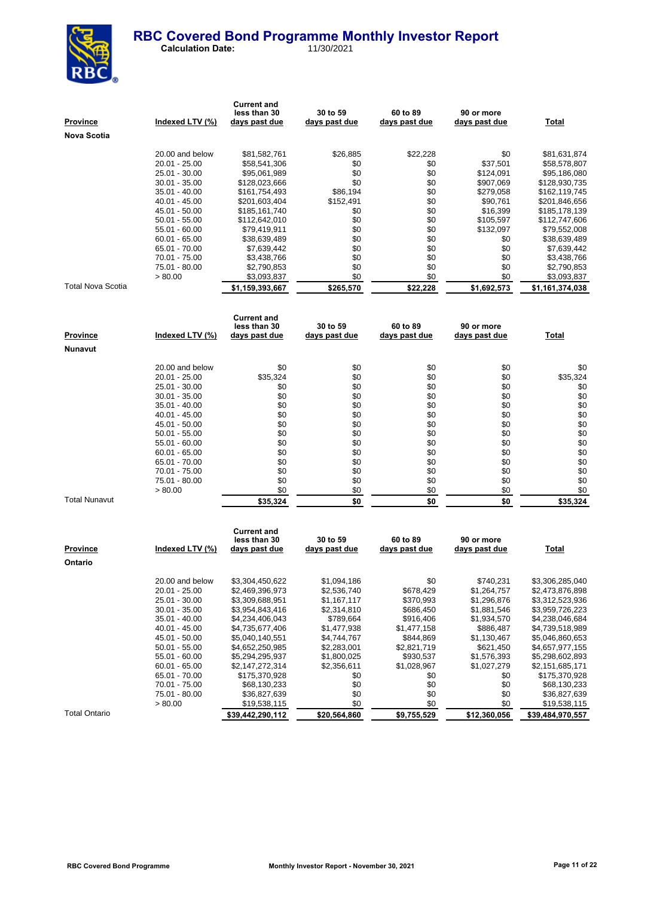# RBC Covered Bond Programme Monthly Investor Report

**Calculation Date:** 11/30/2021

| Province | Indexed LTV (%) | Current and less than 30 days past due | 30 to 59 days past due | 60 to 89 days past due | 90 or more days past due | Total |
|---|---|---|---|---|---|---|
| **Nova Scotia** | | | | | | |
| | 20.00 and below | $81,582,761 | $26,885 | $22,228 | $0 | $81,631,874 |
| | 20.01 - 25.00 | $58,541,306 | $0 | $0 | $37,501 | $58,578,807 |
| | 25.01 - 30.00 | $95,061,989 | $0 | $0 | $124,091 | $95,186,080 |
| | 30.01 - 35.00 | $128,023,666 | $0 | $0 | $907,069 | $128,930,735 |
| | 35.01 - 40.00 | $161,754,493 | $86,194 | $0 | $279,058 | $162,119,745 |
| | 40.01 - 45.00 | $201,603,404 | $152,491 | $0 | $90,761 | $201,846,656 |
| | 45.01 - 50.00 | $185,161,740 | $0 | $0 | $16,399 | $185,178,139 |
| | 50.01 - 55.00 | $112,642,010 | $0 | $0 | $105,597 | $112,747,606 |
| | 55.01 - 60.00 | $79,419,911 | $0 | $0 | $132,097 | $79,552,008 |
| | 60.01 - 65.00 | $38,639,489 | $0 | $0 | $0 | $38,639,489 |
| | 65.01 - 70.00 | $7,639,442 | $0 | $0 | $0 | $7,639,442 |
| | 70.01 - 75.00 | $3,438,766 | $0 | $0 | $0 | $3,438,766 |
| | 75.01 - 80.00 | $2,790,853 | $0 | $0 | $0 | $2,790,853 |
| | > 80.00 | $3,093,837 | $0 | $0 | $0 | $3,093,837 |
| Total Nova Scotia | | **$1,159,393,667** | **$265,570** | **$22,228** | **$1,692,573** | **$1,161,374,038** |

| Province | Indexed LTV (%) | Current and less than 30 days past due | 30 to 59 days past due | 60 to 89 days past due | 90 or more days past due | Total |
|---|---|---|---|---|---|---|
| **Nunavut** | | | | | | |
| | 20.00 and below | $0 | $0 | $0 | $0 | $0 |
| | 20.01 - 25.00 | $35,324 | $0 | $0 | $0 | $35,324 |
| | 25.01 - 30.00 | $0 | $0 | $0 | $0 | $0 |
| | 30.01 - 35.00 | $0 | $0 | $0 | $0 | $0 |
| | 35.01 - 40.00 | $0 | $0 | $0 | $0 | $0 |
| | 40.01 - 45.00 | $0 | $0 | $0 | $0 | $0 |
| | 45.01 - 50.00 | $0 | $0 | $0 | $0 | $0 |
| | 50.01 - 55.00 | $0 | $0 | $0 | $0 | $0 |
| | 55.01 - 60.00 | $0 | $0 | $0 | $0 | $0 |
| | 60.01 - 65.00 | $0 | $0 | $0 | $0 | $0 |
| | 65.01 - 70.00 | $0 | $0 | $0 | $0 | $0 |
| | 70.01 - 75.00 | $0 | $0 | $0 | $0 | $0 |
| | 75.01 - 80.00 | $0 | $0 | $0 | $0 | $0 |
| | > 80.00 | $0 | $0 | $0 | $0 | $0 |
| Total Nunavut | | **$35,324** | **$0** | **$0** | **$0** | **$35,324** |

| Province | Indexed LTV (%) | Current and less than 30 days past due | 30 to 59 days past due | 60 to 89 days past due | 90 or more days past due | Total |
|---|---|---|---|---|---|---|
| **Ontario** | | | | | | |
| | 20.00 and below | $3,304,450,622 | $1,094,186 | $0 | $740,231 | $3,306,285,040 |
| | 20.01 - 25.00 | $2,469,396,973 | $2,536,740 | $678,429 | $1,264,757 | $2,473,876,898 |
| | 25.01 - 30.00 | $3,309,688,951 | $1,167,117 | $370,993 | $1,296,876 | $3,312,523,936 |
| | 30.01 - 35.00 | $3,954,843,416 | $2,314,810 | $686,450 | $1,881,546 | $3,959,726,223 |
| | 35.01 - 40.00 | $4,234,406,043 | $789,664 | $916,406 | $1,934,570 | $4,238,046,684 |
| | 40.01 - 45.00 | $4,735,677,406 | $1,477,938 | $1,477,158 | $886,487 | $4,739,518,989 |
| | 45.01 - 50.00 | $5,040,140,551 | $4,744,767 | $844,869 | $1,130,467 | $5,046,860,653 |
| | 50.01 - 55.00 | $4,652,250,985 | $2,283,001 | $2,821,719 | $621,450 | $4,657,977,155 |
| | 55.01 - 60.00 | $5,294,295,937 | $1,800,025 | $930,537 | $1,576,393 | $5,298,602,893 |
| | 60.01 - 65.00 | $2,147,272,314 | $2,356,611 | $1,028,967 | $1,027,279 | $2,151,685,171 |
| | 65.01 - 70.00 | $175,370,928 | $0 | $0 | $0 | $175,370,928 |
| | 70.01 - 75.00 | $68,130,233 | $0 | $0 | $0 | $68,130,233 |
| | 75.01 - 80.00 | $36,827,639 | $0 | $0 | $0 | $36,827,639 |
| | > 80.00 | $19,538,115 | $0 | $0 | $0 | $19,538,115 |
| Total Ontario | | **$39,442,290,112** | **$20,564,860** | **$9,755,529** | **$12,360,056** | **$39,484,970,557** |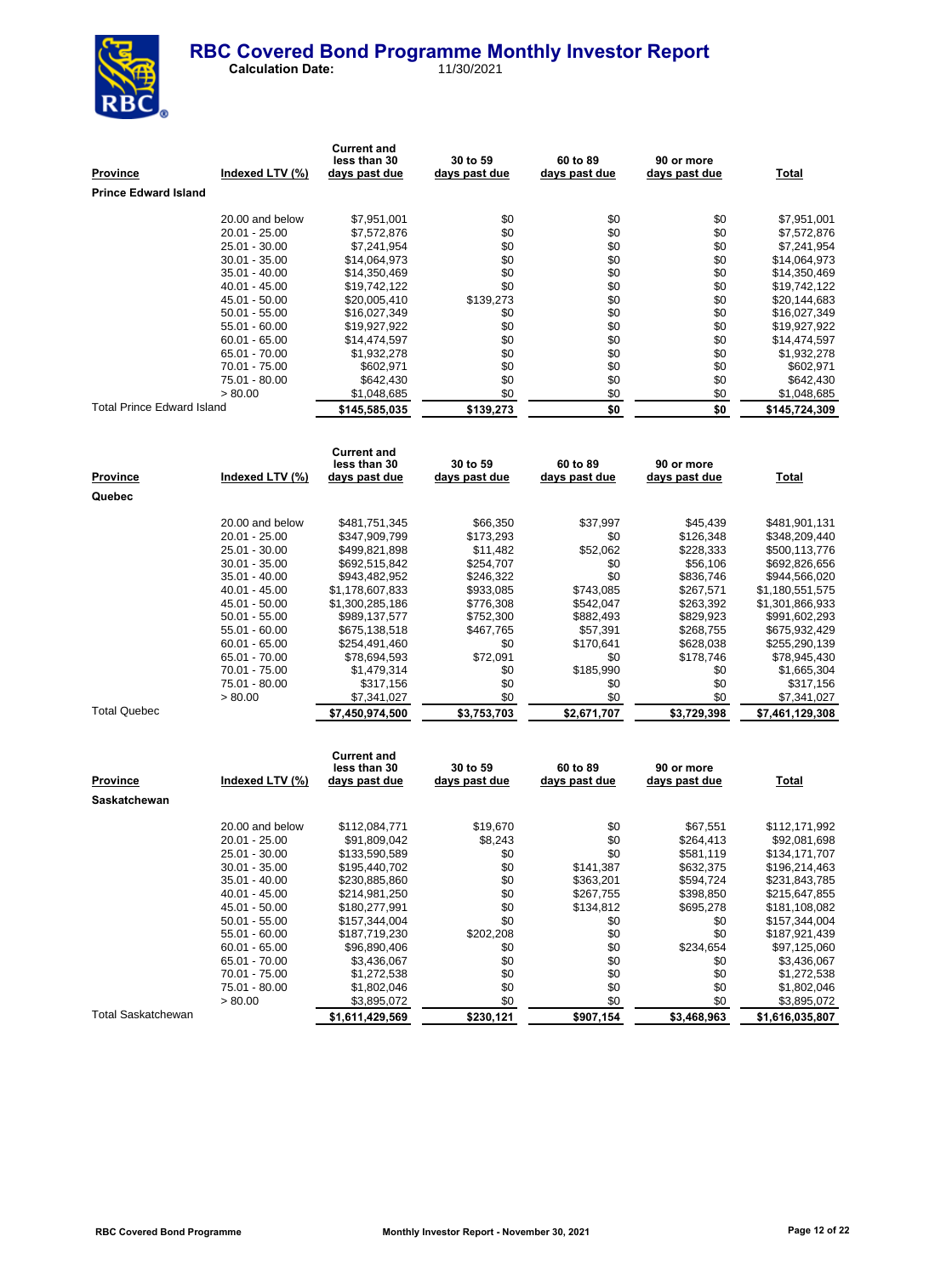# RBC Covered Bond Programme Monthly Investor Report

**Calculation Date:** 11/30/2021

| Province | Indexed LTV (%) | Current and less than 30 days past due | 30 to 59 days past due | 60 to 89 days past due | 90 or more days past due | Total |
|---|---|---|---|---|---|---|
| **Prince Edward Island** | | | | | | |
| | 20.00 and below | $7,951,001 | $0 | $0 | $0 | $7,951,001 |
| | 20.01 - 25.00 | $7,572,876 | $0 | $0 | $0 | $7,572,876 |
| | 25.01 - 30.00 | $7,241,954 | $0 | $0 | $0 | $7,241,954 |
| | 30.01 - 35.00 | $14,064,973 | $0 | $0 | $0 | $14,064,973 |
| | 35.01 - 40.00 | $14,350,469 | $0 | $0 | $0 | $14,350,469 |
| | 40.01 - 45.00 | $19,742,122 | $0 | $0 | $0 | $19,742,122 |
| | 45.01 - 50.00 | $20,005,410 | $139,273 | $0 | $0 | $20,144,683 |
| | 50.01 - 55.00 | $16,027,349 | $0 | $0 | $0 | $16,027,349 |
| | 55.01 - 60.00 | $19,927,922 | $0 | $0 | $0 | $19,927,922 |
| | 60.01 - 65.00 | $14,474,597 | $0 | $0 | $0 | $14,474,597 |
| | 65.01 - 70.00 | $1,932,278 | $0 | $0 | $0 | $1,932,278 |
| | 70.01 - 75.00 | $602,971 | $0 | $0 | $0 | $602,971 |
| | 75.01 - 80.00 | $642,430 | $0 | $0 | $0 | $642,430 |
| | > 80.00 | $1,048,685 | $0 | $0 | $0 | $1,048,685 |
| Total Prince Edward Island | | **$145,585,035** | **$139,273** | **$0** | **$0** | **$145,724,309** |

| Province | Indexed LTV (%) | Current and less than 30 days past due | 30 to 59 days past due | 60 to 89 days past due | 90 or more days past due | Total |
|---|---|---|---|---|---|---|
| **Quebec** | | | | | | |
| | 20.00 and below | $481,751,345 | $66,350 | $37,997 | $45,439 | $481,901,131 |
| | 20.01 - 25.00 | $347,909,799 | $173,293 | $0 | $126,348 | $348,209,440 |
| | 25.01 - 30.00 | $499,821,898 | $11,482 | $52,062 | $228,333 | $500,113,776 |
| | 30.01 - 35.00 | $692,515,842 | $254,707 | $0 | $56,106 | $692,826,656 |
| | 35.01 - 40.00 | $943,482,952 | $246,322 | $0 | $836,746 | $944,566,020 |
| | 40.01 - 45.00 | $1,178,607,833 | $933,085 | $743,085 | $267,571 | $1,180,551,575 |
| | 45.01 - 50.00 | $1,300,285,186 | $776,308 | $542,047 | $263,392 | $1,301,866,933 |
| | 50.01 - 55.00 | $989,137,577 | $752,300 | $882,493 | $829,923 | $991,602,293 |
| | 55.01 - 60.00 | $675,138,518 | $467,765 | $57,391 | $268,755 | $675,932,429 |
| | 60.01 - 65.00 | $254,491,460 | $0 | $170,641 | $628,038 | $255,290,139 |
| | 65.01 - 70.00 | $78,694,593 | $72,091 | $0 | $178,746 | $78,945,430 |
| | 70.01 - 75.00 | $1,479,314 | $0 | $185,990 | $0 | $1,665,304 |
| | 75.01 - 80.00 | $317,156 | $0 | $0 | $0 | $317,156 |
| | > 80.00 | $7,341,027 | $0 | $0 | $0 | $7,341,027 |
| Total Quebec | | **$7,450,974,500** | **$3,753,703** | **$2,671,707** | **$3,729,398** | **$7,461,129,308** |

| Province | Indexed LTV (%) | Current and less than 30 days past due | 30 to 59 days past due | 60 to 89 days past due | 90 or more days past due | Total |
|---|---|---|---|---|---|---|
| **Saskatchewan** | | | | | | |
| | 20.00 and below | $112,084,771 | $19,670 | $0 | $67,551 | $112,171,992 |
| | 20.01 - 25.00 | $91,809,042 | $8,243 | $0 | $264,413 | $92,081,698 |
| | 25.01 - 30.00 | $133,590,589 | $0 | $0 | $581,119 | $134,171,707 |
| | 30.01 - 35.00 | $195,440,702 | $0 | $141,387 | $632,375 | $196,214,463 |
| | 35.01 - 40.00 | $230,885,860 | $0 | $363,201 | $594,724 | $231,843,785 |
| | 40.01 - 45.00 | $214,981,250 | $0 | $267,755 | $398,850 | $215,647,855 |
| | 45.01 - 50.00 | $180,277,991 | $0 | $134,812 | $695,278 | $181,108,082 |
| | 50.01 - 55.00 | $157,344,004 | $0 | $0 | $0 | $157,344,004 |
| | 55.01 - 60.00 | $187,719,230 | $202,208 | $0 | $0 | $187,921,439 |
| | 60.01 - 65.00 | $96,890,406 | $0 | $0 | $234,654 | $97,125,060 |
| | 65.01 - 70.00 | $3,436,067 | $0 | $0 | $0 | $3,436,067 |
| | 70.01 - 75.00 | $1,272,538 | $0 | $0 | $0 | $1,272,538 |
| | 75.01 - 80.00 | $1,802,046 | $0 | $0 | $0 | $1,802,046 |
| | > 80.00 | $3,895,072 | $0 | $0 | $0 | $3,895,072 |
| Total Saskatchewan | | **$1,611,429,569** | **$230,121** | **$907,154** | **$3,468,963** | **$1,616,035,807** |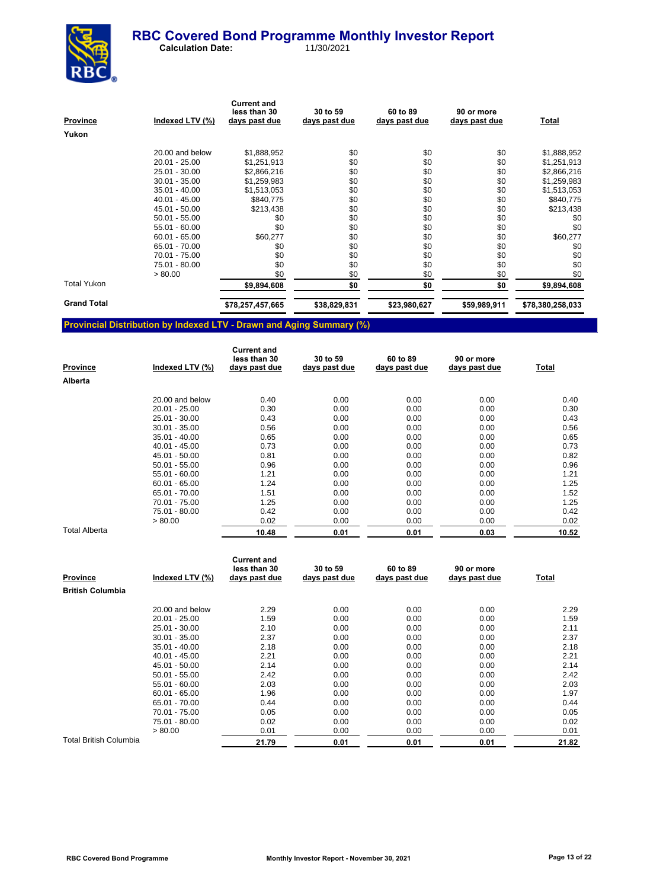# RBC Covered Bond Programme Monthly Investor Report

**Calculation Date:** 11/30/2021

| Province | Indexed LTV (%) | Current and less than 30 days past due | 30 to 59 days past due | 60 to 89 days past due | 90 or more days past due | Total |
|---|---|---|---|---|---|---|
| **Yukon** | | | | | | |
| | 20.00 and below | $1,888,952 | $0 | $0 | $0 | $1,888,952 |
| | 20.01 - 25.00 | $1,251,913 | $0 | $0 | $0 | $1,251,913 |
| | 25.01 - 30.00 | $2,866,216 | $0 | $0 | $0 | $2,866,216 |
| | 30.01 - 35.00 | $1,259,983 | $0 | $0 | $0 | $1,259,983 |
| | 35.01 - 40.00 | $1,513,053 | $0 | $0 | $0 | $1,513,053 |
| | 40.01 - 45.00 | $840,775 | $0 | $0 | $0 | $840,775 |
| | 45.01 - 50.00 | $213,438 | $0 | $0 | $0 | $213,438 |
| | 50.01 - 55.00 | $0 | $0 | $0 | $0 | $0 |
| | 55.01 - 60.00 | $0 | $0 | $0 | $0 | $0 |
| | 60.01 - 65.00 | $60,277 | $0 | $0 | $0 | $60,277 |
| | 65.01 - 70.00 | $0 | $0 | $0 | $0 | $0 |
| | 70.01 - 75.00 | $0 | $0 | $0 | $0 | $0 |
| | 75.01 - 80.00 | $0 | $0 | $0 | $0 | $0 |
| | > 80.00 | $0 | $0 | $0 | $0 | $0 |
| Total Yukon | | **$9,894,608** | **$0** | **$0** | **$0** | **$9,894,608** |
| **Grand Total** | | **$78,257,457,665** | **$38,829,831** | **$23,980,627** | **$59,989,911** | **$78,380,258,033** |

## Provincial Distribution by Indexed LTV - Drawn and Aging Summary (%)

| Province | Indexed LTV (%) | Current and less than 30 days past due | 30 to 59 days past due | 60 to 89 days past due | 90 or more days past due | Total |
|---|---|---|---|---|---|---|
| **Alberta** | | | | | | |
| | 20.00 and below | 0.40 | 0.00 | 0.00 | 0.00 | 0.40 |
| | 20.01 - 25.00 | 0.30 | 0.00 | 0.00 | 0.00 | 0.30 |
| | 25.01 - 30.00 | 0.43 | 0.00 | 0.00 | 0.00 | 0.43 |
| | 30.01 - 35.00 | 0.56 | 0.00 | 0.00 | 0.00 | 0.56 |
| | 35.01 - 40.00 | 0.65 | 0.00 | 0.00 | 0.00 | 0.65 |
| | 40.01 - 45.00 | 0.73 | 0.00 | 0.00 | 0.00 | 0.73 |
| | 45.01 - 50.00 | 0.81 | 0.00 | 0.00 | 0.00 | 0.82 |
| | 50.01 - 55.00 | 0.96 | 0.00 | 0.00 | 0.00 | 0.96 |
| | 55.01 - 60.00 | 1.21 | 0.00 | 0.00 | 0.00 | 1.21 |
| | 60.01 - 65.00 | 1.24 | 0.00 | 0.00 | 0.00 | 1.25 |
| | 65.01 - 70.00 | 1.51 | 0.00 | 0.00 | 0.00 | 1.52 |
| | 70.01 - 75.00 | 1.25 | 0.00 | 0.00 | 0.00 | 1.25 |
| | 75.01 - 80.00 | 0.42 | 0.00 | 0.00 | 0.00 | 0.42 |
| | > 80.00 | 0.02 | 0.00 | 0.00 | 0.00 | 0.02 |
| Total Alberta | | **10.48** | **0.01** | **0.01** | **0.03** | **10.52** |

| Province | Indexed LTV (%) | Current and less than 30 days past due | 30 to 59 days past due | 60 to 89 days past due | 90 or more days past due | Total |
|---|---|---|---|---|---|---|
| **British Columbia** | | | | | | |
| | 20.00 and below | 2.29 | 0.00 | 0.00 | 0.00 | 2.29 |
| | 20.01 - 25.00 | 1.59 | 0.00 | 0.00 | 0.00 | 1.59 |
| | 25.01 - 30.00 | 2.10 | 0.00 | 0.00 | 0.00 | 2.11 |
| | 30.01 - 35.00 | 2.37 | 0.00 | 0.00 | 0.00 | 2.37 |
| | 35.01 - 40.00 | 2.18 | 0.00 | 0.00 | 0.00 | 2.18 |
| | 40.01 - 45.00 | 2.21 | 0.00 | 0.00 | 0.00 | 2.21 |
| | 45.01 - 50.00 | 2.14 | 0.00 | 0.00 | 0.00 | 2.14 |
| | 50.01 - 55.00 | 2.42 | 0.00 | 0.00 | 0.00 | 2.42 |
| | 55.01 - 60.00 | 2.03 | 0.00 | 0.00 | 0.00 | 2.03 |
| | 60.01 - 65.00 | 1.96 | 0.00 | 0.00 | 0.00 | 1.97 |
| | 65.01 - 70.00 | 0.44 | 0.00 | 0.00 | 0.00 | 0.44 |
| | 70.01 - 75.00 | 0.05 | 0.00 | 0.00 | 0.00 | 0.05 |
| | 75.01 - 80.00 | 0.02 | 0.00 | 0.00 | 0.00 | 0.02 |
| | > 80.00 | 0.01 | 0.00 | 0.00 | 0.00 | 0.01 |
| Total British Columbia | | **21.79** | **0.01** | **0.01** | **0.01** | **21.82** |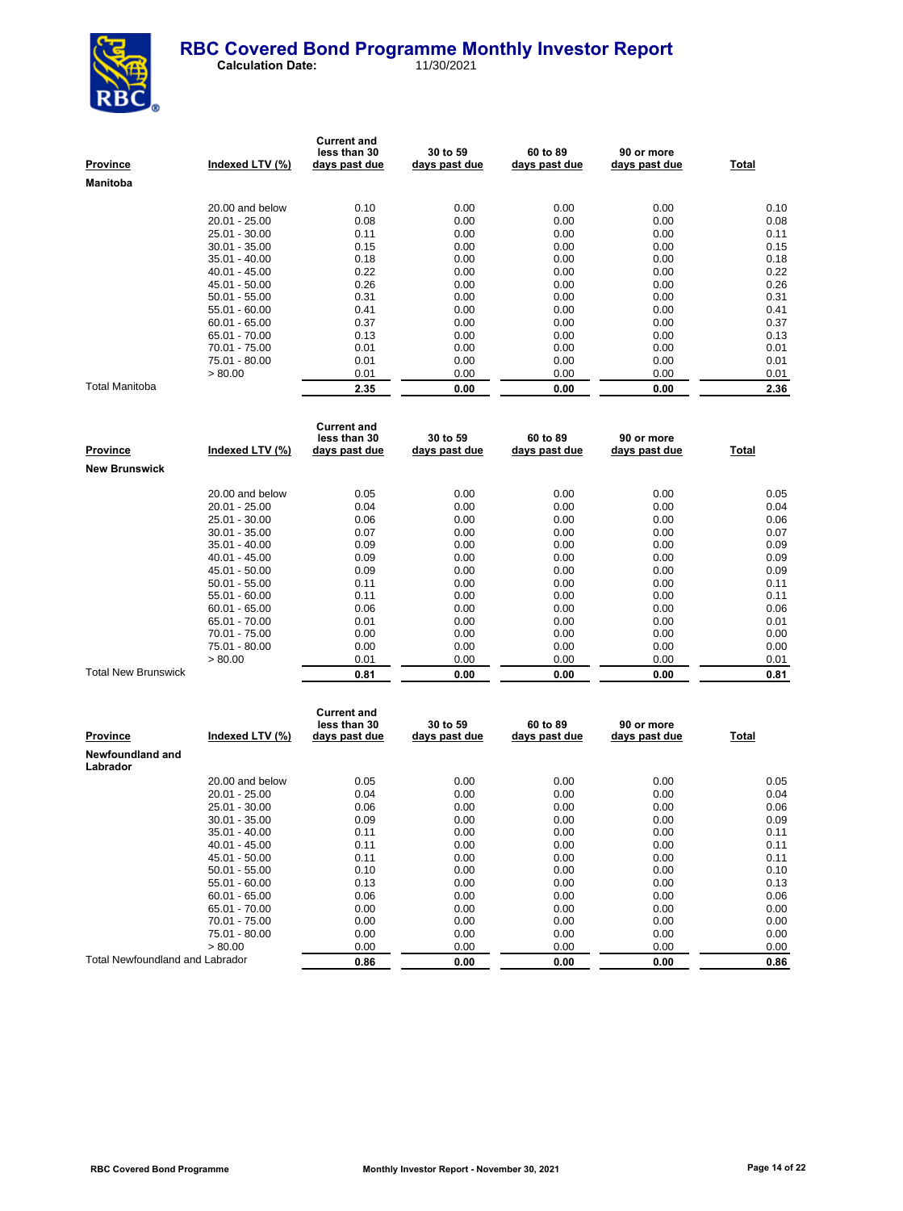# RBC Covered Bond Programme Monthly Investor Report

**Calculation Date:** 11/30/2021

| Province | Indexed LTV (%) | Current and less than 30 days past due | 30 to 59 days past due | 60 to 89 days past due | 90 or more days past due | Total |
|---|---|---|---|---|---|---|
| **Manitoba** | | | | | | |
| | 20.00 and below | 0.10 | 0.00 | 0.00 | 0.00 | 0.10 |
| | 20.01 - 25.00 | 0.08 | 0.00 | 0.00 | 0.00 | 0.08 |
| | 25.01 - 30.00 | 0.11 | 0.00 | 0.00 | 0.00 | 0.11 |
| | 30.01 - 35.00 | 0.15 | 0.00 | 0.00 | 0.00 | 0.15 |
| | 35.01 - 40.00 | 0.18 | 0.00 | 0.00 | 0.00 | 0.18 |
| | 40.01 - 45.00 | 0.22 | 0.00 | 0.00 | 0.00 | 0.22 |
| | 45.01 - 50.00 | 0.26 | 0.00 | 0.00 | 0.00 | 0.26 |
| | 50.01 - 55.00 | 0.31 | 0.00 | 0.00 | 0.00 | 0.31 |
| | 55.01 - 60.00 | 0.41 | 0.00 | 0.00 | 0.00 | 0.41 |
| | 60.01 - 65.00 | 0.37 | 0.00 | 0.00 | 0.00 | 0.37 |
| | 65.01 - 70.00 | 0.13 | 0.00 | 0.00 | 0.00 | 0.13 |
| | 70.01 - 75.00 | 0.01 | 0.00 | 0.00 | 0.00 | 0.01 |
| | 75.01 - 80.00 | 0.01 | 0.00 | 0.00 | 0.00 | 0.01 |
| | > 80.00 | 0.01 | 0.00 | 0.00 | 0.00 | 0.01 |
| Total Manitoba | | **2.35** | **0.00** | **0.00** | **0.00** | **2.36** |

| Province | Indexed LTV (%) | Current and less than 30 days past due | 30 to 59 days past due | 60 to 89 days past due | 90 or more days past due | Total |
|---|---|---|---|---|---|---|
| **New Brunswick** | | | | | | |
| | 20.00 and below | 0.05 | 0.00 | 0.00 | 0.00 | 0.05 |
| | 20.01 - 25.00 | 0.04 | 0.00 | 0.00 | 0.00 | 0.04 |
| | 25.01 - 30.00 | 0.06 | 0.00 | 0.00 | 0.00 | 0.06 |
| | 30.01 - 35.00 | 0.07 | 0.00 | 0.00 | 0.00 | 0.07 |
| | 35.01 - 40.00 | 0.09 | 0.00 | 0.00 | 0.00 | 0.09 |
| | 40.01 - 45.00 | 0.09 | 0.00 | 0.00 | 0.00 | 0.09 |
| | 45.01 - 50.00 | 0.09 | 0.00 | 0.00 | 0.00 | 0.09 |
| | 50.01 - 55.00 | 0.11 | 0.00 | 0.00 | 0.00 | 0.11 |
| | 55.01 - 60.00 | 0.11 | 0.00 | 0.00 | 0.00 | 0.11 |
| | 60.01 - 65.00 | 0.06 | 0.00 | 0.00 | 0.00 | 0.06 |
| | 65.01 - 70.00 | 0.01 | 0.00 | 0.00 | 0.00 | 0.01 |
| | 70.01 - 75.00 | 0.00 | 0.00 | 0.00 | 0.00 | 0.00 |
| | 75.01 - 80.00 | 0.00 | 0.00 | 0.00 | 0.00 | 0.00 |
| | > 80.00 | 0.01 | 0.00 | 0.00 | 0.00 | 0.01 |
| Total New Brunswick | | **0.81** | **0.00** | **0.00** | **0.00** | **0.81** |

| Province | Indexed LTV (%) | Current and less than 30 days past due | 30 to 59 days past due | 60 to 89 days past due | 90 or more days past due | Total |
|---|---|---|---|---|---|---|
| **Newfoundland and Labrador** | | | | | | |
| | 20.00 and below | 0.05 | 0.00 | 0.00 | 0.00 | 0.05 |
| | 20.01 - 25.00 | 0.04 | 0.00 | 0.00 | 0.00 | 0.04 |
| | 25.01 - 30.00 | 0.06 | 0.00 | 0.00 | 0.00 | 0.06 |
| | 30.01 - 35.00 | 0.09 | 0.00 | 0.00 | 0.00 | 0.09 |
| | 35.01 - 40.00 | 0.11 | 0.00 | 0.00 | 0.00 | 0.11 |
| | 40.01 - 45.00 | 0.11 | 0.00 | 0.00 | 0.00 | 0.11 |
| | 45.01 - 50.00 | 0.11 | 0.00 | 0.00 | 0.00 | 0.11 |
| | 50.01 - 55.00 | 0.10 | 0.00 | 0.00 | 0.00 | 0.10 |
| | 55.01 - 60.00 | 0.13 | 0.00 | 0.00 | 0.00 | 0.13 |
| | 60.01 - 65.00 | 0.06 | 0.00 | 0.00 | 0.00 | 0.06 |
| | 65.01 - 70.00 | 0.00 | 0.00 | 0.00 | 0.00 | 0.00 |
| | 70.01 - 75.00 | 0.00 | 0.00 | 0.00 | 0.00 | 0.00 |
| | 75.01 - 80.00 | 0.00 | 0.00 | 0.00 | 0.00 | 0.00 |
| | > 80.00 | 0.00 | 0.00 | 0.00 | 0.00 | 0.00 |
| Total Newfoundland and Labrador | | **0.86** | **0.00** | **0.00** | **0.00** | **0.86** |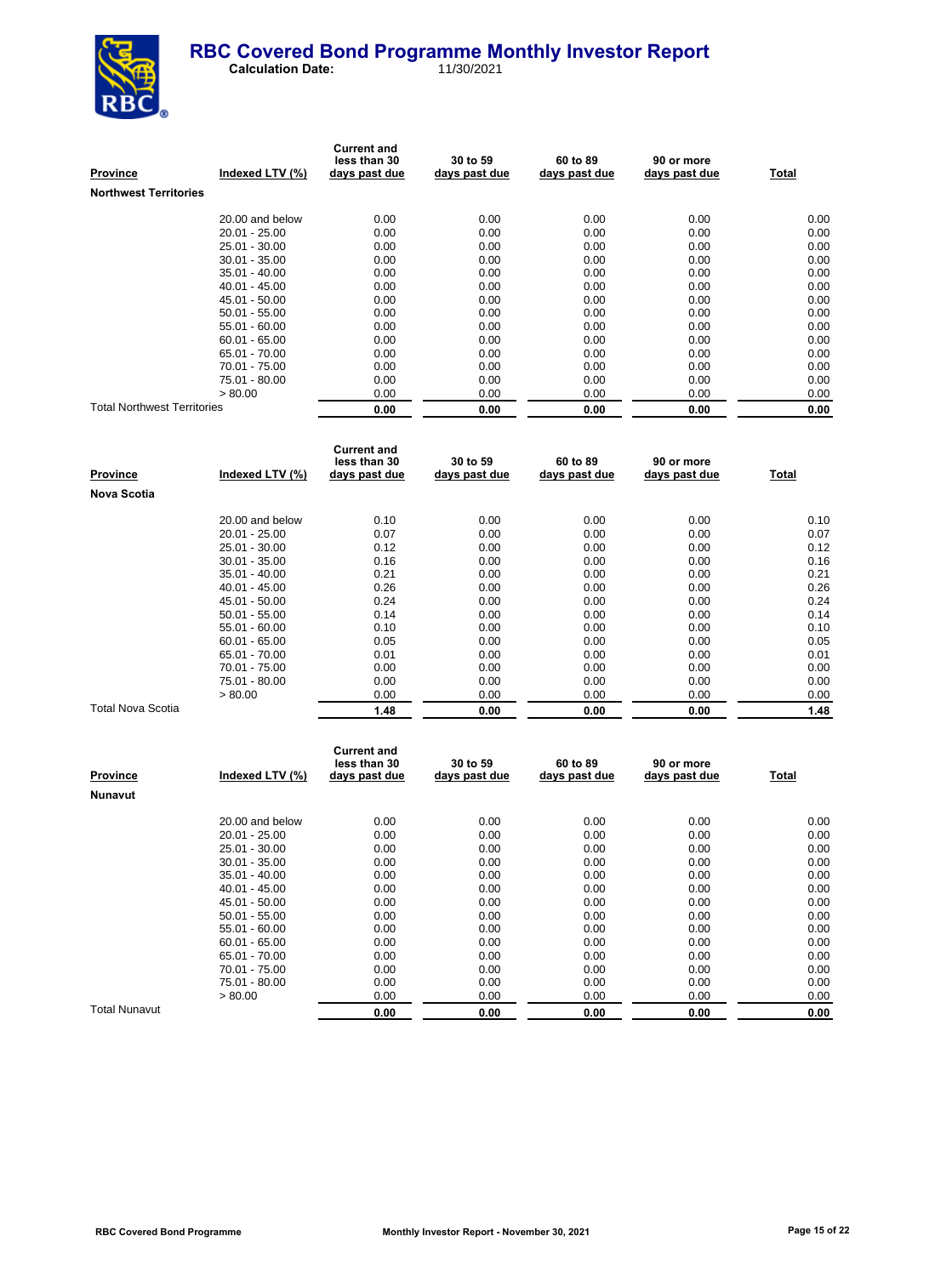# RBC Covered Bond Programme Monthly Investor Report

**Calculation Date:** 11/30/2021

| Province | Indexed LTV (%) | Current and less than 30 days past due | 30 to 59 days past due | 60 to 89 days past due | 90 or more days past due | Total |
|---|---|---|---|---|---|---|
| **Northwest Territories** | | | | | | |
| | 20.00 and below | 0.00 | 0.00 | 0.00 | 0.00 | 0.00 |
| | 20.01 - 25.00 | 0.00 | 0.00 | 0.00 | 0.00 | 0.00 |
| | 25.01 - 30.00 | 0.00 | 0.00 | 0.00 | 0.00 | 0.00 |
| | 30.01 - 35.00 | 0.00 | 0.00 | 0.00 | 0.00 | 0.00 |
| | 35.01 - 40.00 | 0.00 | 0.00 | 0.00 | 0.00 | 0.00 |
| | 40.01 - 45.00 | 0.00 | 0.00 | 0.00 | 0.00 | 0.00 |
| | 45.01 - 50.00 | 0.00 | 0.00 | 0.00 | 0.00 | 0.00 |
| | 50.01 - 55.00 | 0.00 | 0.00 | 0.00 | 0.00 | 0.00 |
| | 55.01 - 60.00 | 0.00 | 0.00 | 0.00 | 0.00 | 0.00 |
| | 60.01 - 65.00 | 0.00 | 0.00 | 0.00 | 0.00 | 0.00 |
| | 65.01 - 70.00 | 0.00 | 0.00 | 0.00 | 0.00 | 0.00 |
| | 70.01 - 75.00 | 0.00 | 0.00 | 0.00 | 0.00 | 0.00 |
| | 75.01 - 80.00 | 0.00 | 0.00 | 0.00 | 0.00 | 0.00 |
| | > 80.00 | 0.00 | 0.00 | 0.00 | 0.00 | 0.00 |
| Total Northwest Territories | | **0.00** | **0.00** | **0.00** | **0.00** | **0.00** |

| Province | Indexed LTV (%) | Current and less than 30 days past due | 30 to 59 days past due | 60 to 89 days past due | 90 or more days past due | Total |
|---|---|---|---|---|---|---|
| **Nova Scotia** | | | | | | |
| | 20.00 and below | 0.10 | 0.00 | 0.00 | 0.00 | 0.10 |
| | 20.01 - 25.00 | 0.07 | 0.00 | 0.00 | 0.00 | 0.07 |
| | 25.01 - 30.00 | 0.12 | 0.00 | 0.00 | 0.00 | 0.12 |
| | 30.01 - 35.00 | 0.16 | 0.00 | 0.00 | 0.00 | 0.16 |
| | 35.01 - 40.00 | 0.21 | 0.00 | 0.00 | 0.00 | 0.21 |
| | 40.01 - 45.00 | 0.26 | 0.00 | 0.00 | 0.00 | 0.26 |
| | 45.01 - 50.00 | 0.24 | 0.00 | 0.00 | 0.00 | 0.24 |
| | 50.01 - 55.00 | 0.14 | 0.00 | 0.00 | 0.00 | 0.14 |
| | 55.01 - 60.00 | 0.10 | 0.00 | 0.00 | 0.00 | 0.10 |
| | 60.01 - 65.00 | 0.05 | 0.00 | 0.00 | 0.00 | 0.05 |
| | 65.01 - 70.00 | 0.01 | 0.00 | 0.00 | 0.00 | 0.01 |
| | 70.01 - 75.00 | 0.00 | 0.00 | 0.00 | 0.00 | 0.00 |
| | 75.01 - 80.00 | 0.00 | 0.00 | 0.00 | 0.00 | 0.00 |
| | > 80.00 | 0.00 | 0.00 | 0.00 | 0.00 | 0.00 |
| Total Nova Scotia | | **1.48** | **0.00** | **0.00** | **0.00** | **1.48** |

| Province | Indexed LTV (%) | Current and less than 30 days past due | 30 to 59 days past due | 60 to 89 days past due | 90 or more days past due | Total |
|---|---|---|---|---|---|---|
| **Nunavut** | | | | | | |
| | 20.00 and below | 0.00 | 0.00 | 0.00 | 0.00 | 0.00 |
| | 20.01 - 25.00 | 0.00 | 0.00 | 0.00 | 0.00 | 0.00 |
| | 25.01 - 30.00 | 0.00 | 0.00 | 0.00 | 0.00 | 0.00 |
| | 30.01 - 35.00 | 0.00 | 0.00 | 0.00 | 0.00 | 0.00 |
| | 35.01 - 40.00 | 0.00 | 0.00 | 0.00 | 0.00 | 0.00 |
| | 40.01 - 45.00 | 0.00 | 0.00 | 0.00 | 0.00 | 0.00 |
| | 45.01 - 50.00 | 0.00 | 0.00 | 0.00 | 0.00 | 0.00 |
| | 50.01 - 55.00 | 0.00 | 0.00 | 0.00 | 0.00 | 0.00 |
| | 55.01 - 60.00 | 0.00 | 0.00 | 0.00 | 0.00 | 0.00 |
| | 60.01 - 65.00 | 0.00 | 0.00 | 0.00 | 0.00 | 0.00 |
| | 65.01 - 70.00 | 0.00 | 0.00 | 0.00 | 0.00 | 0.00 |
| | 70.01 - 75.00 | 0.00 | 0.00 | 0.00 | 0.00 | 0.00 |
| | 75.01 - 80.00 | 0.00 | 0.00 | 0.00 | 0.00 | 0.00 |
| | > 80.00 | 0.00 | 0.00 | 0.00 | 0.00 | 0.00 |
| Total Nunavut | | **0.00** | **0.00** | **0.00** | **0.00** | **0.00** |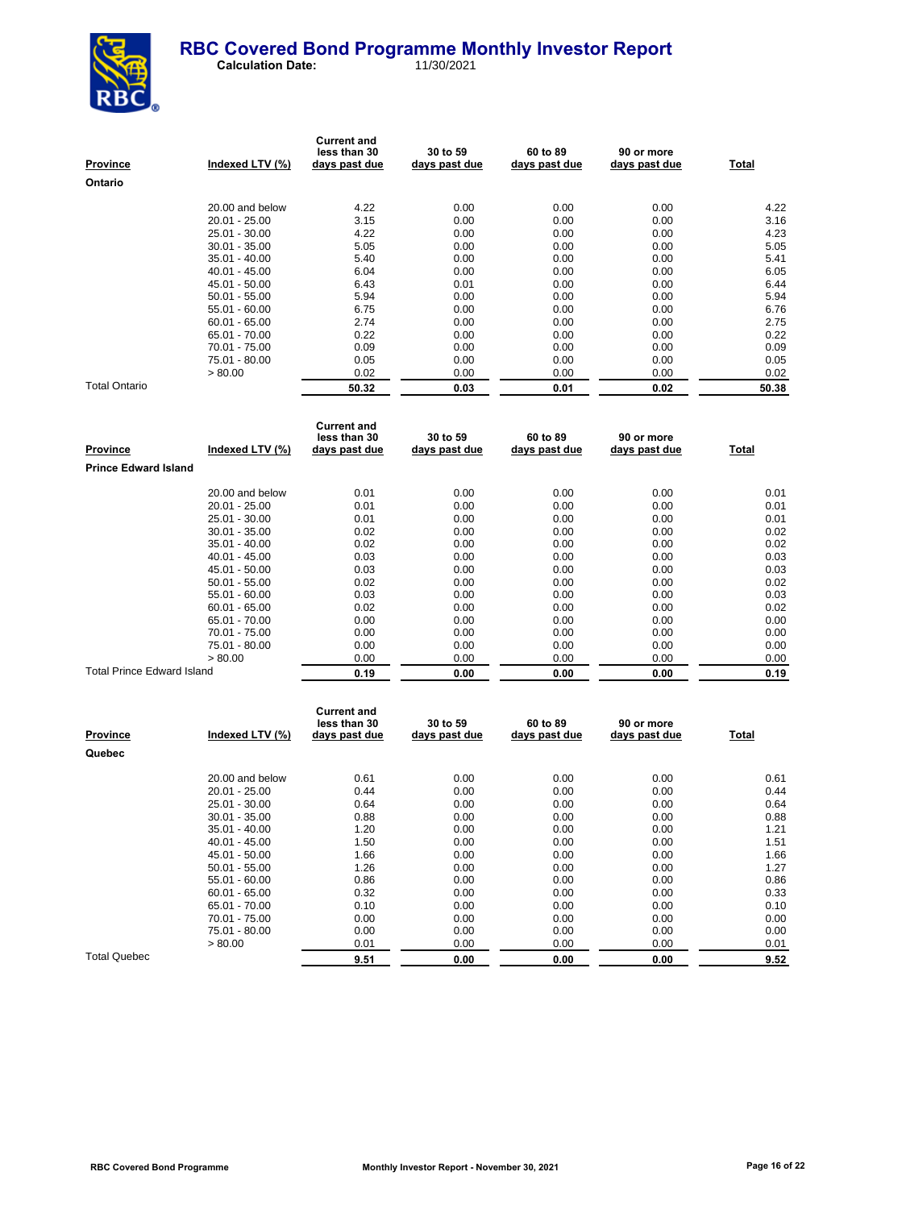# RBC Covered Bond Programme Monthly Investor Report

**Calculation Date:** 11/30/2021

| Province | Indexed LTV (%) | Current and less than 30 days past due | 30 to 59 days past due | 60 to 89 days past due | 90 or more days past due | Total |
|---|---|---|---|---|---|---|
| **Ontario** | | | | | | |
| | 20.00 and below | 4.22 | 0.00 | 0.00 | 0.00 | 4.22 |
| | 20.01 - 25.00 | 3.15 | 0.00 | 0.00 | 0.00 | 3.16 |
| | 25.01 - 30.00 | 4.22 | 0.00 | 0.00 | 0.00 | 4.23 |
| | 30.01 - 35.00 | 5.05 | 0.00 | 0.00 | 0.00 | 5.05 |
| | 35.01 - 40.00 | 5.40 | 0.00 | 0.00 | 0.00 | 5.41 |
| | 40.01 - 45.00 | 6.04 | 0.00 | 0.00 | 0.00 | 6.05 |
| | 45.01 - 50.00 | 6.43 | 0.01 | 0.00 | 0.00 | 6.44 |
| | 50.01 - 55.00 | 5.94 | 0.00 | 0.00 | 0.00 | 5.94 |
| | 55.01 - 60.00 | 6.75 | 0.00 | 0.00 | 0.00 | 6.76 |
| | 60.01 - 65.00 | 2.74 | 0.00 | 0.00 | 0.00 | 2.75 |
| | 65.01 - 70.00 | 0.22 | 0.00 | 0.00 | 0.00 | 0.22 |
| | 70.01 - 75.00 | 0.09 | 0.00 | 0.00 | 0.00 | 0.09 |
| | 75.01 - 80.00 | 0.05 | 0.00 | 0.00 | 0.00 | 0.05 |
| | > 80.00 | 0.02 | 0.00 | 0.00 | 0.00 | 0.02 |
| Total Ontario | | **50.32** | **0.03** | **0.01** | **0.02** | **50.38** |

| Province | Indexed LTV (%) | Current and less than 30 days past due | 30 to 59 days past due | 60 to 89 days past due | 90 or more days past due | Total |
|---|---|---|---|---|---|---|
| **Prince Edward Island** | | | | | | |
| | 20.00 and below | 0.01 | 0.00 | 0.00 | 0.00 | 0.01 |
| | 20.01 - 25.00 | 0.01 | 0.00 | 0.00 | 0.00 | 0.01 |
| | 25.01 - 30.00 | 0.01 | 0.00 | 0.00 | 0.00 | 0.01 |
| | 30.01 - 35.00 | 0.02 | 0.00 | 0.00 | 0.00 | 0.02 |
| | 35.01 - 40.00 | 0.02 | 0.00 | 0.00 | 0.00 | 0.02 |
| | 40.01 - 45.00 | 0.03 | 0.00 | 0.00 | 0.00 | 0.03 |
| | 45.01 - 50.00 | 0.03 | 0.00 | 0.00 | 0.00 | 0.03 |
| | 50.01 - 55.00 | 0.02 | 0.00 | 0.00 | 0.00 | 0.02 |
| | 55.01 - 60.00 | 0.03 | 0.00 | 0.00 | 0.00 | 0.03 |
| | 60.01 - 65.00 | 0.02 | 0.00 | 0.00 | 0.00 | 0.02 |
| | 65.01 - 70.00 | 0.00 | 0.00 | 0.00 | 0.00 | 0.00 |
| | 70.01 - 75.00 | 0.00 | 0.00 | 0.00 | 0.00 | 0.00 |
| | 75.01 - 80.00 | 0.00 | 0.00 | 0.00 | 0.00 | 0.00 |
| | > 80.00 | 0.00 | 0.00 | 0.00 | 0.00 | 0.00 |
| Total Prince Edward Island | | **0.19** | **0.00** | **0.00** | **0.00** | **0.19** |

| Province | Indexed LTV (%) | Current and less than 30 days past due | 30 to 59 days past due | 60 to 89 days past due | 90 or more days past due | Total |
|---|---|---|---|---|---|---|
| **Quebec** | | | | | | |
| | 20.00 and below | 0.61 | 0.00 | 0.00 | 0.00 | 0.61 |
| | 20.01 - 25.00 | 0.44 | 0.00 | 0.00 | 0.00 | 0.44 |
| | 25.01 - 30.00 | 0.64 | 0.00 | 0.00 | 0.00 | 0.64 |
| | 30.01 - 35.00 | 0.88 | 0.00 | 0.00 | 0.00 | 0.88 |
| | 35.01 - 40.00 | 1.20 | 0.00 | 0.00 | 0.00 | 1.21 |
| | 40.01 - 45.00 | 1.50 | 0.00 | 0.00 | 0.00 | 1.51 |
| | 45.01 - 50.00 | 1.66 | 0.00 | 0.00 | 0.00 | 1.66 |
| | 50.01 - 55.00 | 1.26 | 0.00 | 0.00 | 0.00 | 1.27 |
| | 55.01 - 60.00 | 0.86 | 0.00 | 0.00 | 0.00 | 0.86 |
| | 60.01 - 65.00 | 0.32 | 0.00 | 0.00 | 0.00 | 0.33 |
| | 65.01 - 70.00 | 0.10 | 0.00 | 0.00 | 0.00 | 0.10 |
| | 70.01 - 75.00 | 0.00 | 0.00 | 0.00 | 0.00 | 0.00 |
| | 75.01 - 80.00 | 0.00 | 0.00 | 0.00 | 0.00 | 0.00 |
| | > 80.00 | 0.01 | 0.00 | 0.00 | 0.00 | 0.01 |
| Total Quebec | | **9.51** | **0.00** | **0.00** | **0.00** | **9.52** |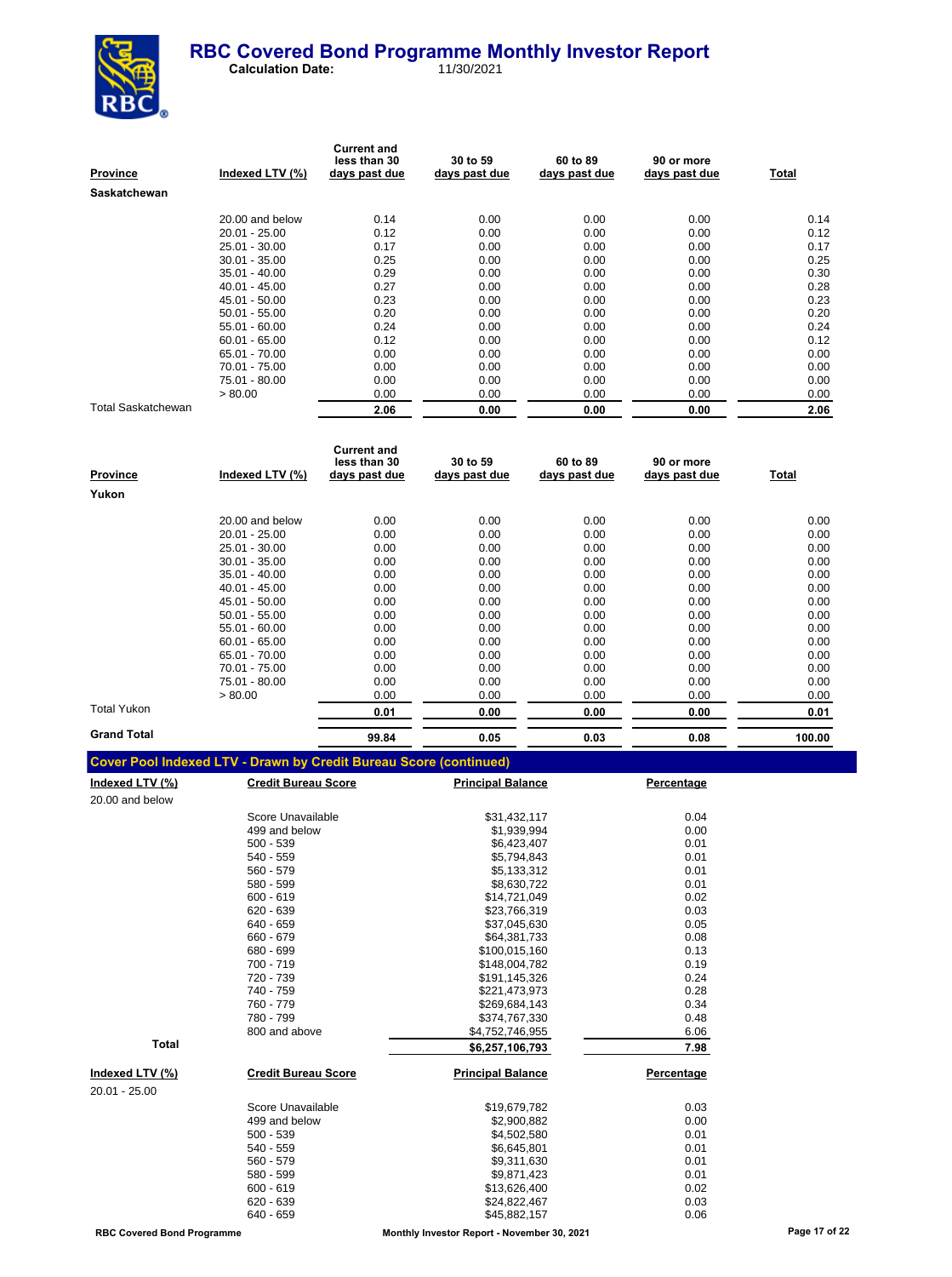# RBC Covered Bond Programme Monthly Investor Report

**Calculation Date:** 11/30/2021

| Province | Indexed LTV (%) | Current and less than 30 days past due | 30 to 59 days past due | 60 to 89 days past due | 90 or more days past due | Total |
|---|---|---|---|---|---|---|
| **Saskatchewan** | | | | | | |
| | 20.00 and below | 0.14 | 0.00 | 0.00 | 0.00 | 0.14 |
| | 20.01 - 25.00 | 0.12 | 0.00 | 0.00 | 0.00 | 0.12 |
| | 25.01 - 30.00 | 0.17 | 0.00 | 0.00 | 0.00 | 0.17 |
| | 30.01 - 35.00 | 0.25 | 0.00 | 0.00 | 0.00 | 0.25 |
| | 35.01 - 40.00 | 0.29 | 0.00 | 0.00 | 0.00 | 0.30 |
| | 40.01 - 45.00 | 0.27 | 0.00 | 0.00 | 0.00 | 0.28 |
| | 45.01 - 50.00 | 0.23 | 0.00 | 0.00 | 0.00 | 0.23 |
| | 50.01 - 55.00 | 0.20 | 0.00 | 0.00 | 0.00 | 0.20 |
| | 55.01 - 60.00 | 0.24 | 0.00 | 0.00 | 0.00 | 0.24 |
| | 60.01 - 65.00 | 0.12 | 0.00 | 0.00 | 0.00 | 0.12 |
| | 65.01 - 70.00 | 0.00 | 0.00 | 0.00 | 0.00 | 0.00 |
| | 70.01 - 75.00 | 0.00 | 0.00 | 0.00 | 0.00 | 0.00 |
| | 75.01 - 80.00 | 0.00 | 0.00 | 0.00 | 0.00 | 0.00 |
| | > 80.00 | 0.00 | 0.00 | 0.00 | 0.00 | 0.00 |
| Total Saskatchewan | | **2.06** | **0.00** | **0.00** | **0.00** | **2.06** |

| Province | Indexed LTV (%) | Current and less than 30 days past due | 30 to 59 days past due | 60 to 89 days past due | 90 or more days past due | Total |
|---|---|---|---|---|---|---|
| **Yukon** | | | | | | |
| | 20.00 and below | 0.00 | 0.00 | 0.00 | 0.00 | 0.00 |
| | 20.01 - 25.00 | 0.00 | 0.00 | 0.00 | 0.00 | 0.00 |
| | 25.01 - 30.00 | 0.00 | 0.00 | 0.00 | 0.00 | 0.00 |
| | 30.01 - 35.00 | 0.00 | 0.00 | 0.00 | 0.00 | 0.00 |
| | 35.01 - 40.00 | 0.00 | 0.00 | 0.00 | 0.00 | 0.00 |
| | 40.01 - 45.00 | 0.00 | 0.00 | 0.00 | 0.00 | 0.00 |
| | 45.01 - 50.00 | 0.00 | 0.00 | 0.00 | 0.00 | 0.00 |
| | 50.01 - 55.00 | 0.00 | 0.00 | 0.00 | 0.00 | 0.00 |
| | 55.01 - 60.00 | 0.00 | 0.00 | 0.00 | 0.00 | 0.00 |
| | 60.01 - 65.00 | 0.00 | 0.00 | 0.00 | 0.00 | 0.00 |
| | 65.01 - 70.00 | 0.00 | 0.00 | 0.00 | 0.00 | 0.00 |
| | 70.01 - 75.00 | 0.00 | 0.00 | 0.00 | 0.00 | 0.00 |
| | 75.01 - 80.00 | 0.00 | 0.00 | 0.00 | 0.00 | 0.00 |
| | > 80.00 | 0.00 | 0.00 | 0.00 | 0.00 | 0.00 |
| Total Yukon | | **0.01** | **0.00** | **0.00** | **0.00** | **0.01** |
| **Grand Total** | | **99.84** | **0.05** | **0.03** | **0.08** | **100.00** |

## Cover Pool Indexed LTV - Drawn by Credit Bureau Score (continued)

| Indexed LTV (%) | Credit Bureau Score | Principal Balance | Percentage |
|---|---|---|---|
| 20.00 and below | | | |
| | Score Unavailable | $31,432,117 | 0.04 |
| | 499 and below | $1,939,994 | 0.00 |
| | 500 - 539 | $6,423,407 | 0.01 |
| | 540 - 559 | $5,794,843 | 0.01 |
| | 560 - 579 | $5,133,312 | 0.01 |
| | 580 - 599 | $8,630,722 | 0.01 |
| | 600 - 619 | $14,721,049 | 0.02 |
| | 620 - 639 | $23,766,319 | 0.03 |
| | 640 - 659 | $37,045,630 | 0.05 |
| | 660 - 679 | $64,381,733 | 0.08 |
| | 680 - 699 | $100,015,160 | 0.13 |
| | 700 - 719 | $148,004,782 | 0.19 |
| | 720 - 739 | $191,145,326 | 0.24 |
| | 740 - 759 | $221,473,973 | 0.28 |
| | 760 - 779 | $269,684,143 | 0.34 |
| | 780 - 799 | $374,767,330 | 0.48 |
| | 800 and above | $4,752,746,955 | 6.06 |
| **Total** | | **$6,257,106,793** | **7.98** |

| Indexed LTV (%) | Credit Bureau Score | Principal Balance | Percentage |
|---|---|---|---|
| 20.01 - 25.00 | | | |
| | Score Unavailable | $19,679,782 | 0.03 |
| | 499 and below | $2,900,882 | 0.00 |
| | 500 - 539 | $4,502,580 | 0.01 |
| | 540 - 559 | $6,645,801 | 0.01 |
| | 560 - 579 | $9,311,630 | 0.01 |
| | 580 - 599 | $9,871,423 | 0.01 |
| | 600 - 619 | $13,626,400 | 0.02 |
| | 620 - 639 | $24,822,467 | 0.03 |
| | 640 - 659 | $45,882,157 | 0.06 |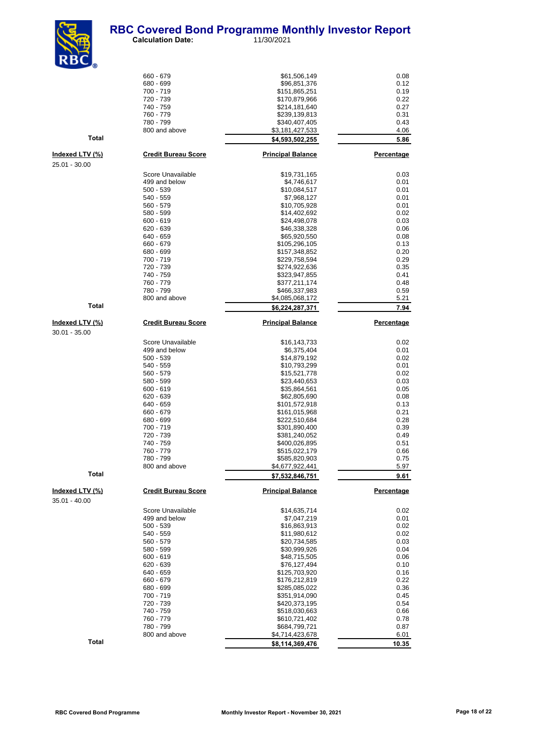| | | Principal Balance | Percentage |
|---|---|---|---|
| | 660 - 679 | $61,506,149 | 0.08 |
| | 680 - 699 | $96,851,376 | 0.12 |
| | 700 - 719 | $151,865,251 | 0.19 |
| | 720 - 739 | $170,879,966 | 0.22 |
| | 740 - 759 | $214,181,640 | 0.27 |
| | 760 - 779 | $239,139,813 | 0.31 |
| | 780 - 799 | $340,407,405 | 0.43 |
| | 800 and above | $3,181,427,533 | 4.06 |
| **Total** | | **$4,593,502,255** | **5.86** |

| Indexed LTV (%) | Credit Bureau Score | Principal Balance | Percentage |
|---|---|---|---|
| 25.01 - 30.00 | | | |
| | Score Unavailable | $19,731,165 | 0.03 |
| | 499 and below | $4,746,617 | 0.01 |
| | 500 - 539 | $10,084,517 | 0.01 |
| | 540 - 559 | $7,968,127 | 0.01 |
| | 560 - 579 | $10,705,928 | 0.01 |
| | 580 - 599 | $14,402,692 | 0.02 |
| | 600 - 619 | $24,498,078 | 0.03 |
| | 620 - 639 | $46,338,328 | 0.06 |
| | 640 - 659 | $65,920,550 | 0.08 |
| | 660 - 679 | $105,296,105 | 0.13 |
| | 680 - 699 | $157,348,852 | 0.20 |
| | 700 - 719 | $229,758,594 | 0.29 |
| | 720 - 739 | $274,922,636 | 0.35 |
| | 740 - 759 | $323,947,855 | 0.41 |
| | 760 - 779 | $377,211,174 | 0.48 |
| | 780 - 799 | $466,337,983 | 0.59 |
| | 800 and above | $4,085,068,172 | 5.21 |
| **Total** | | **$6,224,287,371** | **7.94** |

| Indexed LTV (%) | Credit Bureau Score | Principal Balance | Percentage |
|---|---|---|---|
| 30.01 - 35.00 | | | |
| | Score Unavailable | $16,143,733 | 0.02 |
| | 499 and below | $6,375,404 | 0.01 |
| | 500 - 539 | $14,879,192 | 0.02 |
| | 540 - 559 | $10,793,299 | 0.01 |
| | 560 - 579 | $15,521,778 | 0.02 |
| | 580 - 599 | $23,440,653 | 0.03 |
| | 600 - 619 | $35,864,561 | 0.05 |
| | 620 - 639 | $62,805,690 | 0.08 |
| | 640 - 659 | $101,572,918 | 0.13 |
| | 660 - 679 | $161,015,968 | 0.21 |
| | 680 - 699 | $222,510,684 | 0.28 |
| | 700 - 719 | $301,890,400 | 0.39 |
| | 720 - 739 | $381,240,052 | 0.49 |
| | 740 - 759 | $400,026,895 | 0.51 |
| | 760 - 779 | $515,022,179 | 0.66 |
| | 780 - 799 | $585,820,903 | 0.75 |
| | 800 and above | $4,677,922,441 | 5.97 |
| **Total** | | **$7,532,846,751** | **9.61** |

| Indexed LTV (%) | Credit Bureau Score | Principal Balance | Percentage |
|---|---|---|---|
| 35.01 - 40.00 | | | |
| | Score Unavailable | $14,635,714 | 0.02 |
| | 499 and below | $7,047,219 | 0.01 |
| | 500 - 539 | $16,863,913 | 0.02 |
| | 540 - 559 | $11,980,612 | 0.02 |
| | 560 - 579 | $20,734,585 | 0.03 |
| | 580 - 599 | $30,999,926 | 0.04 |
| | 600 - 619 | $48,715,505 | 0.06 |
| | 620 - 639 | $76,127,494 | 0.10 |
| | 640 - 659 | $125,703,920 | 0.16 |
| | 660 - 679 | $176,212,819 | 0.22 |
| | 680 - 699 | $285,085,022 | 0.36 |
| | 700 - 719 | $351,914,090 | 0.45 |
| | 720 - 739 | $420,373,195 | 0.54 |
| | 740 - 759 | $518,030,663 | 0.66 |
| | 760 - 779 | $610,721,402 | 0.78 |
| | 780 - 799 | $684,799,721 | 0.87 |
| | 800 and above | $4,714,423,678 | 6.01 |
| **Total** | | **$8,114,369,476** | **10.35** |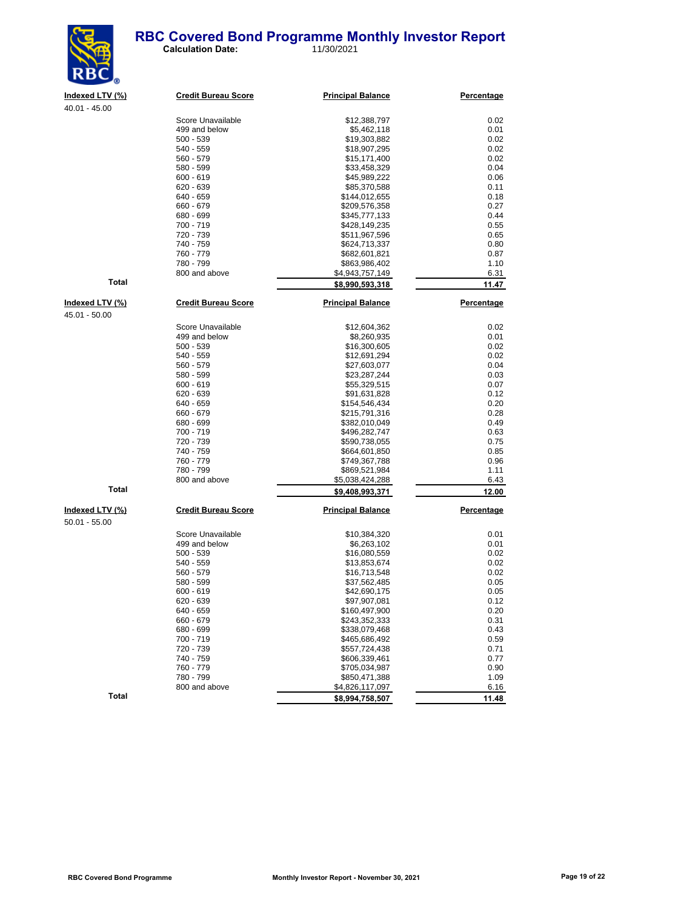# RBC Covered Bond Programme Monthly Investor Report

**Calculation Date:** 11/30/2021

| Indexed LTV (%) | Credit Bureau Score | Principal Balance | Percentage |
|---|---|---|---|
| 40.01 - 45.00 | | | |
| | Score Unavailable | $12,388,797 | 0.02 |
| | 499 and below | $5,462,118 | 0.01 |
| | 500 - 539 | $19,303,882 | 0.02 |
| | 540 - 559 | $18,907,295 | 0.02 |
| | 560 - 579 | $15,171,400 | 0.02 |
| | 580 - 599 | $33,458,329 | 0.04 |
| | 600 - 619 | $45,989,222 | 0.06 |
| | 620 - 639 | $85,370,588 | 0.11 |
| | 640 - 659 | $144,012,655 | 0.18 |
| | 660 - 679 | $209,576,358 | 0.27 |
| | 680 - 699 | $345,777,133 | 0.44 |
| | 700 - 719 | $428,149,235 | 0.55 |
| | 720 - 739 | $511,967,596 | 0.65 |
| | 740 - 759 | $624,713,337 | 0.80 |
| | 760 - 779 | $682,601,821 | 0.87 |
| | 780 - 799 | $863,986,402 | 1.10 |
| | 800 and above | $4,943,757,149 | 6.31 |
| **Total** | | **$8,990,593,318** | **11.47** |

| Indexed LTV (%) | Credit Bureau Score | Principal Balance | Percentage |
|---|---|---|---|
| 45.01 - 50.00 | | | |
| | Score Unavailable | $12,604,362 | 0.02 |
| | 499 and below | $8,260,935 | 0.01 |
| | 500 - 539 | $16,300,605 | 0.02 |
| | 540 - 559 | $12,691,294 | 0.02 |
| | 560 - 579 | $27,603,077 | 0.04 |
| | 580 - 599 | $23,287,244 | 0.03 |
| | 600 - 619 | $55,329,515 | 0.07 |
| | 620 - 639 | $91,631,828 | 0.12 |
| | 640 - 659 | $154,546,434 | 0.20 |
| | 660 - 679 | $215,791,316 | 0.28 |
| | 680 - 699 | $382,010,049 | 0.49 |
| | 700 - 719 | $496,282,747 | 0.63 |
| | 720 - 739 | $590,738,055 | 0.75 |
| | 740 - 759 | $664,601,850 | 0.85 |
| | 760 - 779 | $749,367,788 | 0.96 |
| | 780 - 799 | $869,521,984 | 1.11 |
| | 800 and above | $5,038,424,288 | 6.43 |
| **Total** | | **$9,408,993,371** | **12.00** |

| Indexed LTV (%) | Credit Bureau Score | Principal Balance | Percentage |
|---|---|---|---|
| 50.01 - 55.00 | | | |
| | Score Unavailable | $10,384,320 | 0.01 |
| | 499 and below | $6,263,102 | 0.01 |
| | 500 - 539 | $16,080,559 | 0.02 |
| | 540 - 559 | $13,853,674 | 0.02 |
| | 560 - 579 | $16,713,548 | 0.02 |
| | 580 - 599 | $37,562,485 | 0.05 |
| | 600 - 619 | $42,690,175 | 0.05 |
| | 620 - 639 | $97,907,081 | 0.12 |
| | 640 - 659 | $160,497,900 | 0.20 |
| | 660 - 679 | $243,352,333 | 0.31 |
| | 680 - 699 | $338,079,468 | 0.43 |
| | 700 - 719 | $465,686,492 | 0.59 |
| | 720 - 739 | $557,724,438 | 0.71 |
| | 740 - 759 | $606,339,461 | 0.77 |
| | 760 - 779 | $705,034,987 | 0.90 |
| | 780 - 799 | $850,471,388 | 1.09 |
| | 800 and above | $4,826,117,097 | 6.16 |
| **Total** | | **$8,994,758,507** | **11.48** |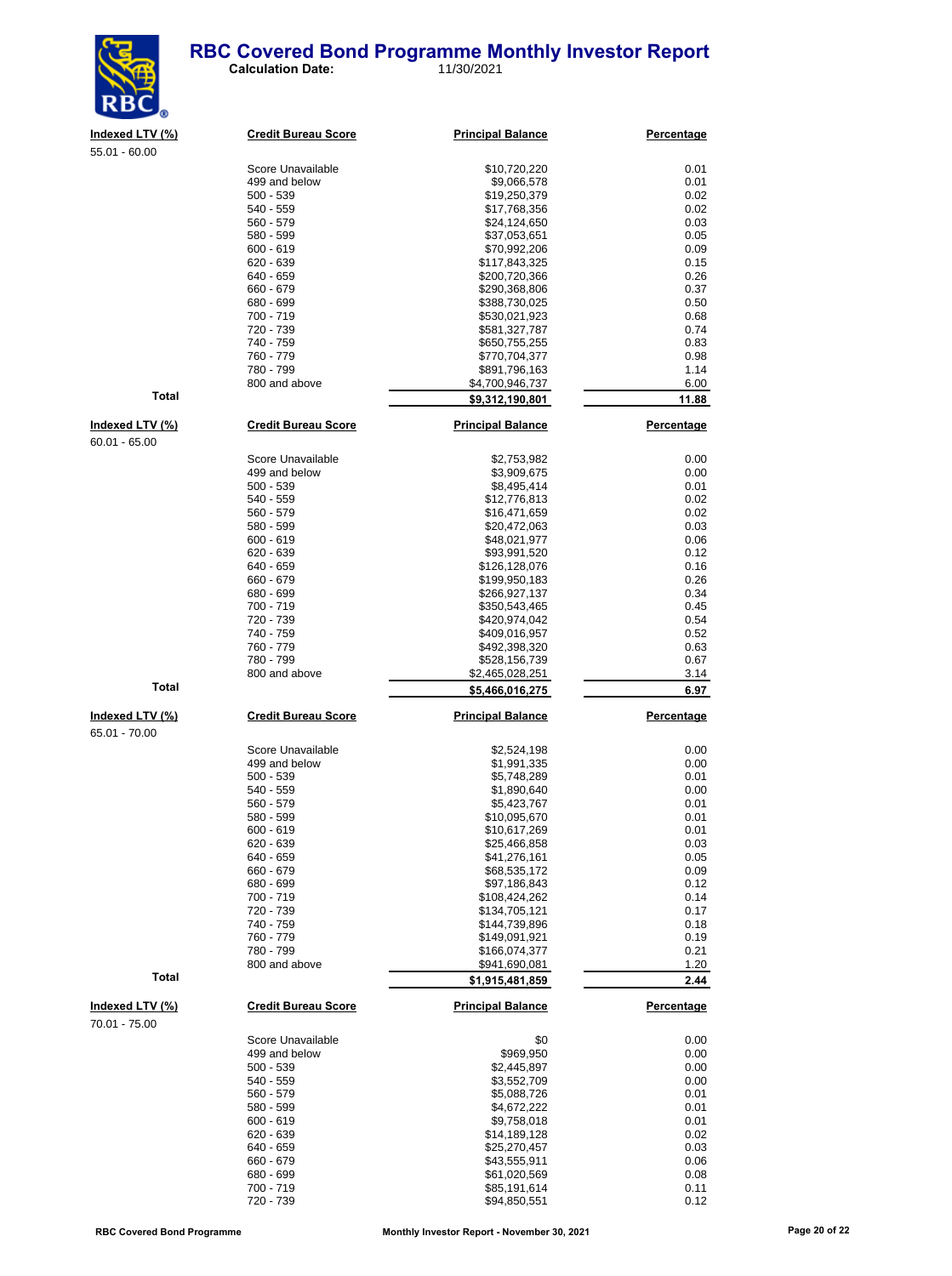# RBC Covered Bond Programme Monthly Investor Report

**Calculation Date:** 11/30/2021

| Indexed LTV (%) | Credit Bureau Score | Principal Balance | Percentage |
|---|---|---|---|
| 55.01 - 60.00 | | | |
| | Score Unavailable | $10,720,220 | 0.01 |
| | 499 and below | $9,066,578 | 0.01 |
| | 500 - 539 | $19,250,379 | 0.02 |
| | 540 - 559 | $17,768,356 | 0.02 |
| | 560 - 579 | $24,124,650 | 0.03 |
| | 580 - 599 | $37,053,651 | 0.05 |
| | 600 - 619 | $70,992,206 | 0.09 |
| | 620 - 639 | $117,843,325 | 0.15 |
| | 640 - 659 | $200,720,366 | 0.26 |
| | 660 - 679 | $290,368,806 | 0.37 |
| | 680 - 699 | $388,730,025 | 0.50 |
| | 700 - 719 | $530,021,923 | 0.68 |
| | 720 - 739 | $581,327,787 | 0.74 |
| | 740 - 759 | $650,755,255 | 0.83 |
| | 760 - 779 | $770,704,377 | 0.98 |
| | 780 - 799 | $891,796,163 | 1.14 |
| | 800 and above | $4,700,946,737 | 6.00 |
| **Total** | | **$9,312,190,801** | **11.88** |

| Indexed LTV (%) | Credit Bureau Score | Principal Balance | Percentage |
|---|---|---|---|
| 60.01 - 65.00 | | | |
| | Score Unavailable | $2,753,982 | 0.00 |
| | 499 and below | $3,909,675 | 0.00 |
| | 500 - 539 | $8,495,414 | 0.01 |
| | 540 - 559 | $12,776,813 | 0.02 |
| | 560 - 579 | $16,471,659 | 0.02 |
| | 580 - 599 | $20,472,063 | 0.03 |
| | 600 - 619 | $48,021,977 | 0.06 |
| | 620 - 639 | $93,991,520 | 0.12 |
| | 640 - 659 | $126,128,076 | 0.16 |
| | 660 - 679 | $199,950,183 | 0.26 |
| | 680 - 699 | $266,927,137 | 0.34 |
| | 700 - 719 | $350,543,465 | 0.45 |
| | 720 - 739 | $420,974,042 | 0.54 |
| | 740 - 759 | $409,016,957 | 0.52 |
| | 760 - 779 | $492,398,320 | 0.63 |
| | 780 - 799 | $528,156,739 | 0.67 |
| | 800 and above | $2,465,028,251 | 3.14 |
| **Total** | | **$5,466,016,275** | **6.97** |

| Indexed LTV (%) | Credit Bureau Score | Principal Balance | Percentage |
|---|---|---|---|
| 65.01 - 70.00 | | | |
| | Score Unavailable | $2,524,198 | 0.00 |
| | 499 and below | $1,991,335 | 0.00 |
| | 500 - 539 | $5,748,289 | 0.01 |
| | 540 - 559 | $1,890,640 | 0.00 |
| | 560 - 579 | $5,423,767 | 0.01 |
| | 580 - 599 | $10,095,670 | 0.01 |
| | 600 - 619 | $10,617,269 | 0.01 |
| | 620 - 639 | $25,466,858 | 0.03 |
| | 640 - 659 | $41,276,161 | 0.05 |
| | 660 - 679 | $68,535,172 | 0.09 |
| | 680 - 699 | $97,186,843 | 0.12 |
| | 700 - 719 | $108,424,262 | 0.14 |
| | 720 - 739 | $134,705,121 | 0.17 |
| | 740 - 759 | $144,739,896 | 0.18 |
| | 760 - 779 | $149,091,921 | 0.19 |
| | 780 - 799 | $166,074,377 | 0.21 |
| | 800 and above | $941,690,081 | 1.20 |
| **Total** | | **$1,915,481,859** | **2.44** |

| Indexed LTV (%) | Credit Bureau Score | Principal Balance | Percentage |
|---|---|---|---|
| 70.01 - 75.00 | | | |
| | Score Unavailable | $0 | 0.00 |
| | 499 and below | $969,950 | 0.00 |
| | 500 - 539 | $2,445,897 | 0.00 |
| | 540 - 559 | $3,552,709 | 0.00 |
| | 560 - 579 | $5,088,726 | 0.01 |
| | 580 - 599 | $4,672,222 | 0.01 |
| | 600 - 619 | $9,758,018 | 0.01 |
| | 620 - 639 | $14,189,128 | 0.02 |
| | 640 - 659 | $25,270,457 | 0.03 |
| | 660 - 679 | $43,555,911 | 0.06 |
| | 680 - 699 | $61,020,569 | 0.08 |
| | 700 - 719 | $85,191,614 | 0.11 |
| | 720 - 739 | $94,850,551 | 0.12 |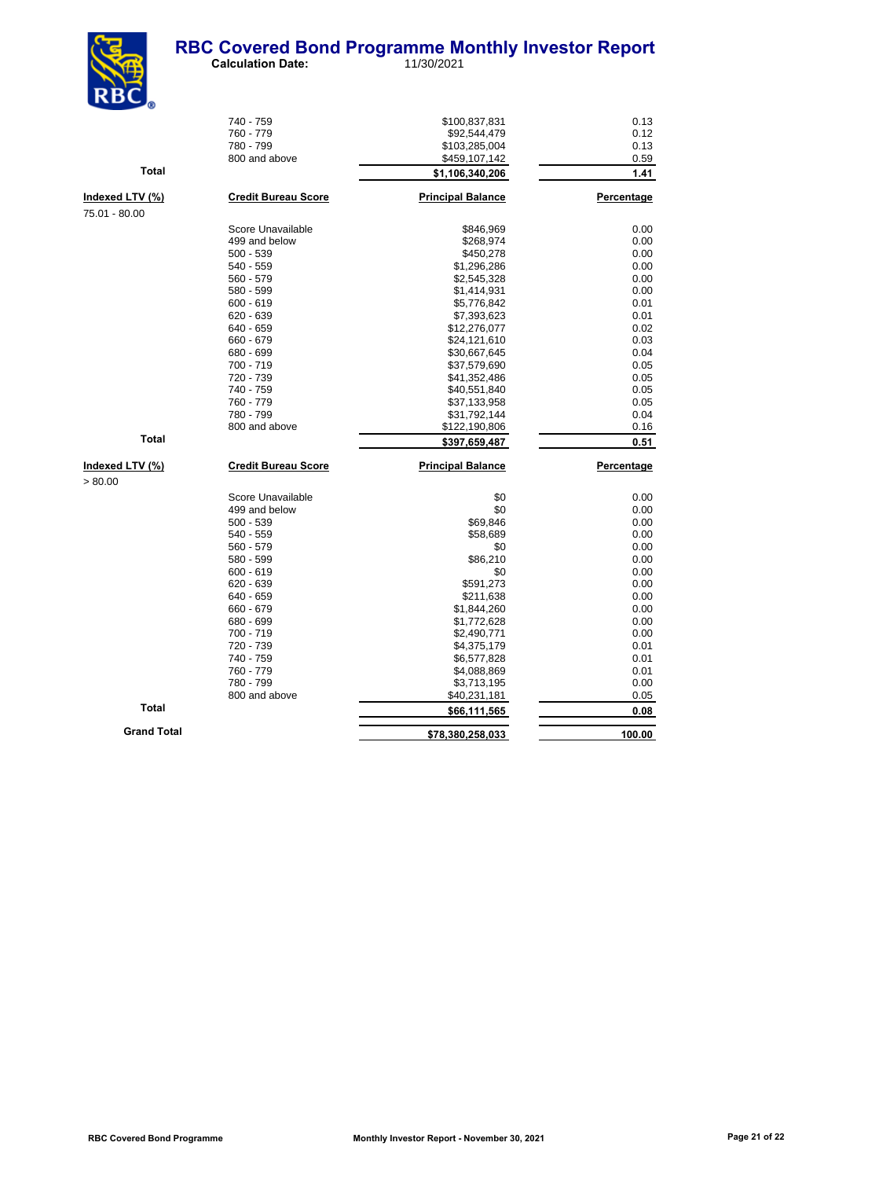# RBC Covered Bond Programme Monthly Investor Report

**Calculation Date:** 11/30/2021

| | | | |
|---|---|---|---|
| | 740 - 759 | $100,837,831 | 0.13 |
| | 760 - 779 | $92,544,479 | 0.12 |
| | 780 - 799 | $103,285,004 | 0.13 |
| | 800 and above | $459,107,142 | 0.59 |
| **Total** | | **$1,106,340,206** | **1.41** |

| **Indexed LTV (%)** | **Credit Bureau Score** | **Principal Balance** | **Percentage** |
|---|---|---|---|
| 75.01 - 80.00 | | | |
| | Score Unavailable | $846,969 | 0.00 |
| | 499 and below | $268,974 | 0.00 |
| | 500 - 539 | $450,278 | 0.00 |
| | 540 - 559 | $1,296,286 | 0.00 |
| | 560 - 579 | $2,545,328 | 0.00 |
| | 580 - 599 | $1,414,931 | 0.00 |
| | 600 - 619 | $5,776,842 | 0.01 |
| | 620 - 639 | $7,393,623 | 0.01 |
| | 640 - 659 | $12,276,077 | 0.02 |
| | 660 - 679 | $24,121,610 | 0.03 |
| | 680 - 699 | $30,667,645 | 0.04 |
| | 700 - 719 | $37,579,690 | 0.05 |
| | 720 - 739 | $41,352,486 | 0.05 |
| | 740 - 759 | $40,551,840 | 0.05 |
| | 760 - 779 | $37,133,958 | 0.05 |
| | 780 - 799 | $31,792,144 | 0.04 |
| | 800 and above | $122,190,806 | 0.16 |
| **Total** | | **$397,659,487** | **0.51** |

| **Indexed LTV (%)** | **Credit Bureau Score** | **Principal Balance** | **Percentage** |
|---|---|---|---|
| > 80.00 | | | |
| | Score Unavailable | $0 | 0.00 |
| | 499 and below | $0 | 0.00 |
| | 500 - 539 | $69,846 | 0.00 |
| | 540 - 559 | $58,689 | 0.00 |
| | 560 - 579 | $0 | 0.00 |
| | 580 - 599 | $86,210 | 0.00 |
| | 600 - 619 | $0 | 0.00 |
| | 620 - 639 | $591,273 | 0.00 |
| | 640 - 659 | $211,638 | 0.00 |
| | 660 - 679 | $1,844,260 | 0.00 |
| | 680 - 699 | $1,772,628 | 0.00 |
| | 700 - 719 | $2,490,771 | 0.00 |
| | 720 - 739 | $4,375,179 | 0.01 |
| | 740 - 759 | $6,577,828 | 0.01 |
| | 760 - 779 | $4,088,869 | 0.01 |
| | 780 - 799 | $3,713,195 | 0.00 |
| | 800 and above | $40,231,181 | 0.05 |
| **Total** | | **$66,111,565** | **0.08** |
| **Grand Total** | | **$78,380,258,033** | **100.00** |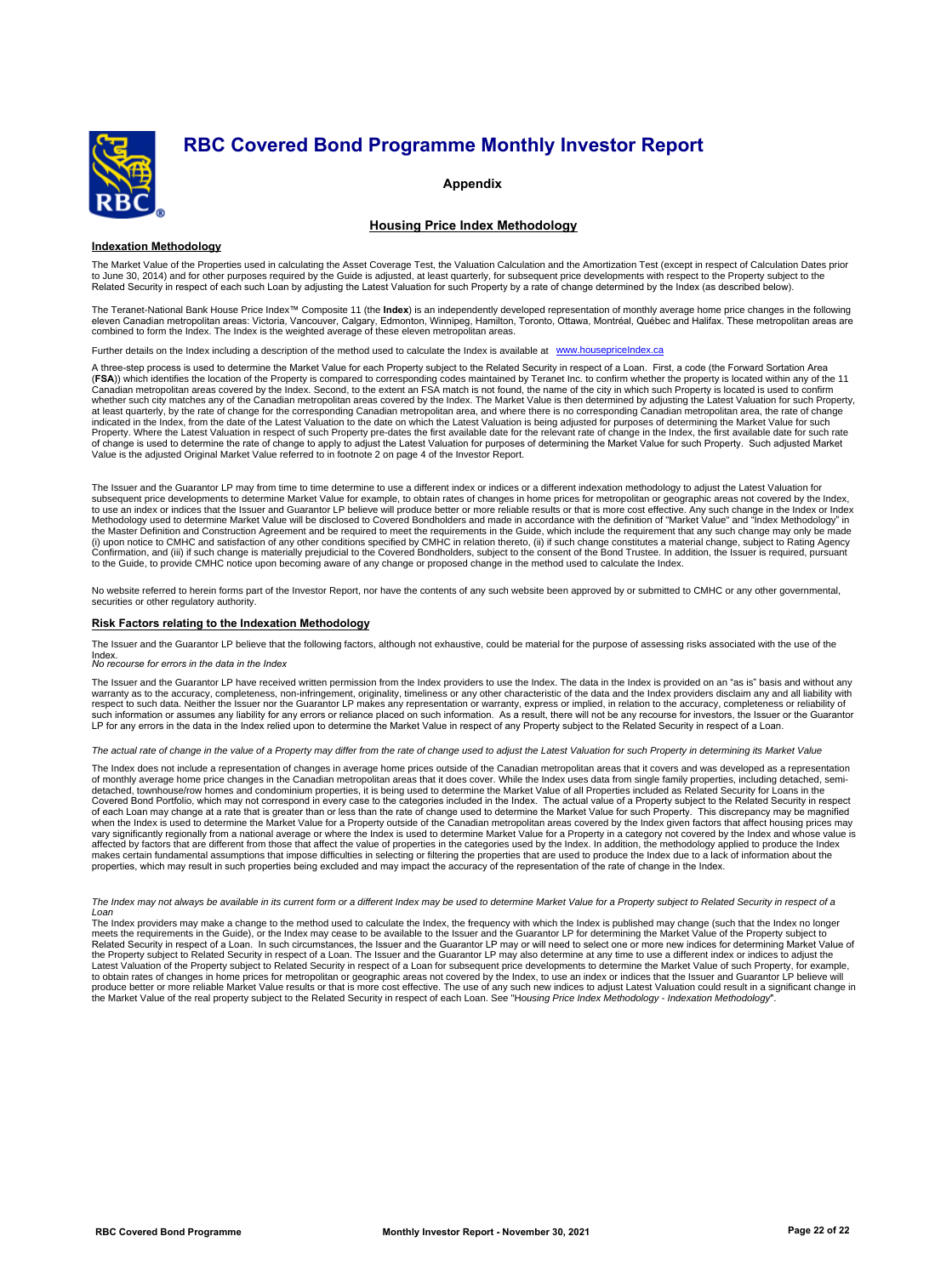# RBC Covered Bond Programme Monthly Investor Report

## Appendix

### Housing Price Index Methodology

#### Indexation Methodology

The Market Value of the Properties used in calculating the Asset Coverage Test, the Valuation Calculation and the Amortization Test (except in respect of Calculation Dates prior to June 30, 2014) and for other purposes required by the Guide is adjusted, at least quarterly, for subsequent price developments with respect to the Property subject to the Related Security in respect of each such Loan by adjusting the Latest Valuation for such Property by a rate of change determined by the Index (as described below).

The Teranet-National Bank House Price Index™ Composite 11 (the **Index**) is an independently developed representation of monthly average home price changes in the following eleven Canadian metropolitan areas: Victoria, Vancouver, Calgary, Edmonton, Winnipeg, Hamilton, Toronto, Ottawa, Montréal, Québec and Halifax. These metropolitan areas are combined to form the Index. The Index is the weighted average of these eleven metropolitan areas.

Further details on the Index including a description of the method used to calculate the Index is available at www.housepriceIndex.ca

A three-step process is used to determine the Market Value for each Property subject to the Related Security in respect of a Loan. First, a code (the Forward Sortation Area (**FSA**)) which identifies the location of the Property is compared to corresponding codes maintained by Teranet Inc. to confirm whether the property is located within any of the 11 Canadian metropolitan areas covered by the Index. Second, to the extent an FSA match is not found, the name of the city in which such Property is located is used to confirm whether such city matches any of the Canadian metropolitan areas covered by the Index. The Market Value is then determined by adjusting the Latest Valuation for such Property, at least quarterly, by the rate of change for the corresponding Canadian metropolitan area, and where there is no corresponding Canadian metropolitan area, the rate of change indicated in the Index, from the date of the Latest Valuation to the date on which the Latest Valuation is being adjusted for purposes of determining the Market Value for such Property. Where the Latest Valuation in respect of such Property pre-dates the first available date for the relevant rate of change in the Index, the first available date for such rate of change is used to determine the rate of change to apply to adjust the Latest Valuation for purposes of determining the Market Value for such Property. Such adjusted Market Value is the adjusted Original Market Value referred to in footnote 2 on page 4 of the Investor Report.

The Issuer and the Guarantor LP may from time to time determine to use a different index or indices or a different indexation methodology to adjust the Latest Valuation for subsequent price developments to determine Market Value for example, to obtain rates of changes in home prices for metropolitan or geographic areas not covered by the Index, to use an index or indices that the Issuer and Guarantor LP believe will produce better or more reliable results or that is more cost effective. Any such change in the Index or Index Methodology used to determine Market Value will be disclosed to Covered Bondholders and made in accordance with the definition of "Market Value" and "Index Methodology" in the Master Definition and Construction Agreement and be required to meet the requirements in the Guide, which include the requirement that any such change may only be made (i) upon notice to CMHC and satisfaction of any other conditions specified by CMHC in relation thereto, (ii) if such change constitutes a material change, subject to Rating Agency Confirmation, and (iii) if such change is materially prejudicial to the Covered Bondholders, subject to the consent of the Bond Trustee. In addition, the Issuer is required, pursuant to the Guide, to provide CMHC notice upon becoming aware of any change or proposed change in the method used to calculate the Index.

No website referred to herein forms part of the Investor Report, nor have the contents of any such website been approved by or submitted to CMHC or any other governmental, securities or other regulatory authority.

#### Risk Factors relating to the Indexation Methodology

The Issuer and the Guarantor LP believe that the following factors, although not exhaustive, could be material for the purpose of assessing risks associated with the use of the Index.

*No recourse for errors in the data in the Index*

The Issuer and the Guarantor LP have received written permission from the Index providers to use the Index. The data in the Index is provided on an "as is" basis and without any warranty as to the accuracy, completeness, non-infringement, originality, timeliness or any other characteristic of the data and the Index providers disclaim any and all liability with respect to such data. Neither the Issuer nor the Guarantor LP makes any representation or warranty, express or implied, in relation to the accuracy, completeness or reliability of such information or assumes any liability for any errors or reliance placed on such information. As a result, there will not be any recourse for investors, the Issuer or the Guarantor LP for any errors in the data in the Index relied upon to determine the Market Value in respect of any Property subject to the Related Security in respect of a Loan.

*The actual rate of change in the value of a Property may differ from the rate of change used to adjust the Latest Valuation for such Property in determining its Market Value*

The Index does not include a representation of changes in average home prices outside of the Canadian metropolitan areas that it covers and was developed as a representation of monthly average home price changes in the Canadian metropolitan areas that it does cover. While the Index uses data from single family properties, including detached, semi-detached, townhouse/row homes and condominium properties, it is being used to determine the Market Value of all Properties included as Related Security for Loans in the Covered Bond Portfolio, which may not correspond in every case to the categories included in the Index. The actual value of a Property subject to the Related Security in respect of each Loan may change at a rate that is greater than or less than the rate of change used to determine the Market Value for such Property. This discrepancy may be magnified when the Index is used to determine the Market Value for a Property outside of the Canadian metropolitan areas covered by the Index given factors that affect housing prices may vary significantly regionally from a national average or where the Index is used to determine Market Value for a Property in a category not covered by the Index and whose value is affected by factors that are different from those that affect the value of properties in the categories used by the Index. In addition, the methodology applied to produce the Index makes certain fundamental assumptions that impose difficulties in selecting or filtering the properties that are used to produce the Index due to a lack of information about the properties, which may result in such properties being excluded and may impact the accuracy of the representation of the rate of change in the Index.

*The Index may not always be available in its current form or a different Index may be used to determine Market Value for a Property subject to Related Security in respect of a Loan*

The Index providers may make a change to the method used to calculate the Index, the frequency with which the Index is published may change (such that the Index no longer meets the requirements in the Guide), or the Index may cease to be available to the Issuer and the Guarantor LP for determining the Market Value of the Property subject to Related Security in respect of a Loan. In such circumstances, the Issuer and the Guarantor LP may or will need to select one or more new indices for determining Market Value of the Property subject to Related Security in respect of a Loan. The Issuer and the Guarantor LP may also determine at any time to use a different index or indices to adjust the Latest Valuation of the Property subject to Related Security in respect of a Loan for subsequent price developments to determine the Market Value of such Property, for example, to obtain rates of changes in home prices for metropolitan or geographic areas not covered by the Index, to use an index or indices that the Issuer and Guarantor LP believe will produce better or more reliable Market Value results or that is more cost effective. The use of any such new indices to adjust Latest Valuation could result in a significant change in the Market Value of the real property subject to the Related Security in respect of each Loan. See "*Housing Price Index Methodology - Indexation Methodology*".